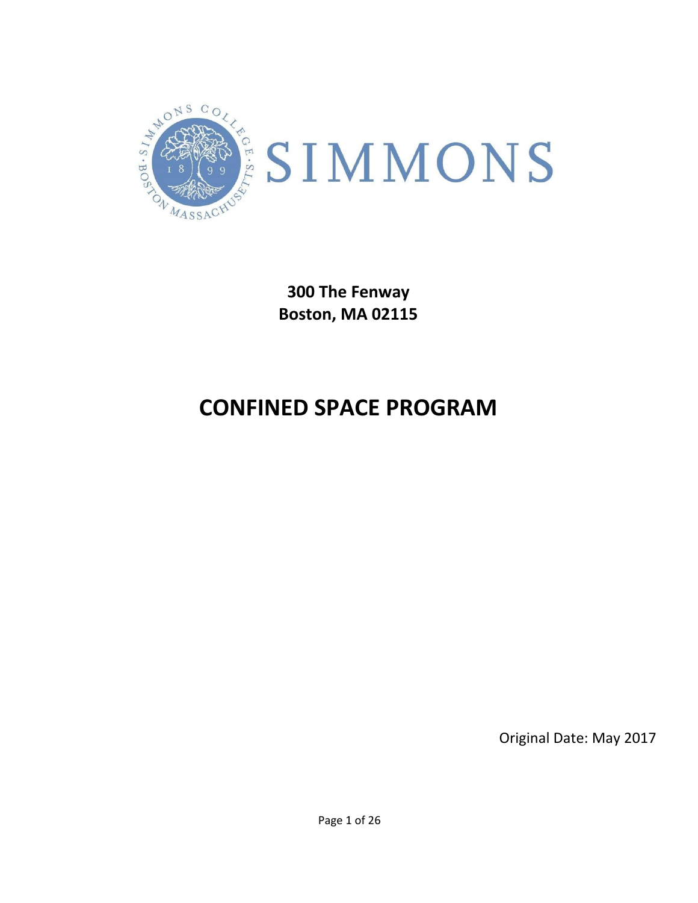SIMMONS

**300 The Fenway**
**Boston, MA 02115**

# CONFINED SPACE PROGRAM

Original Date: May 2017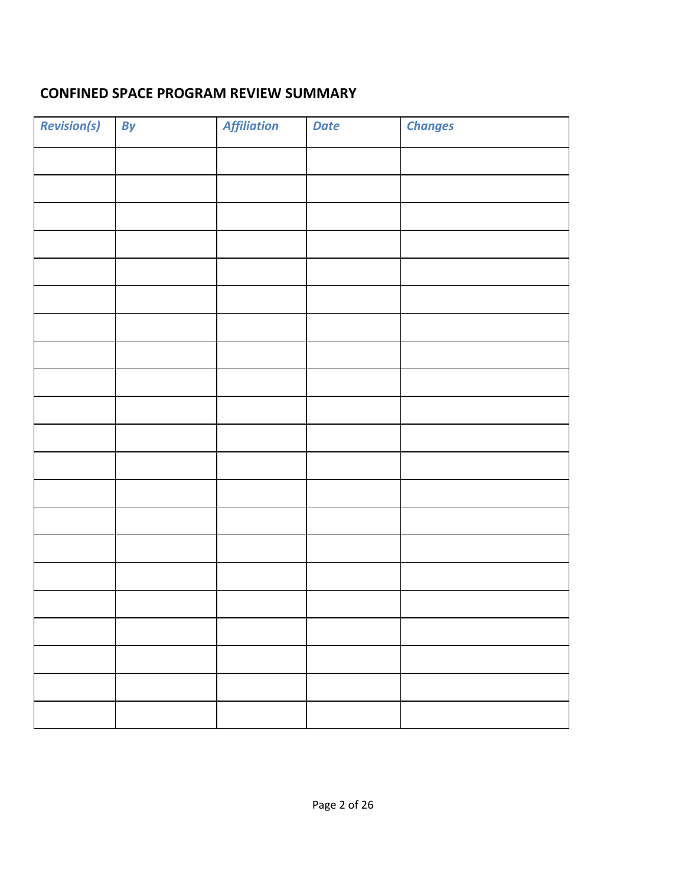## CONFINED SPACE PROGRAM REVIEW SUMMARY

| *Revision(s)* | *By* | *Affiliation* | *Date* | *Changes* |
|---|---|---|---|---|
| | | | | |
| | | | | |
| | | | | |
| | | | | |
| | | | | |
| | | | | |
| | | | | |
| | | | | |
| | | | | |
| | | | | |
| | | | | |
| | | | | |
| | | | | |
| | | | | |
| | | | | |
| | | | | |
| | | | | |
| | | | | |
| | | | | |
| | | | | |
| | | | | |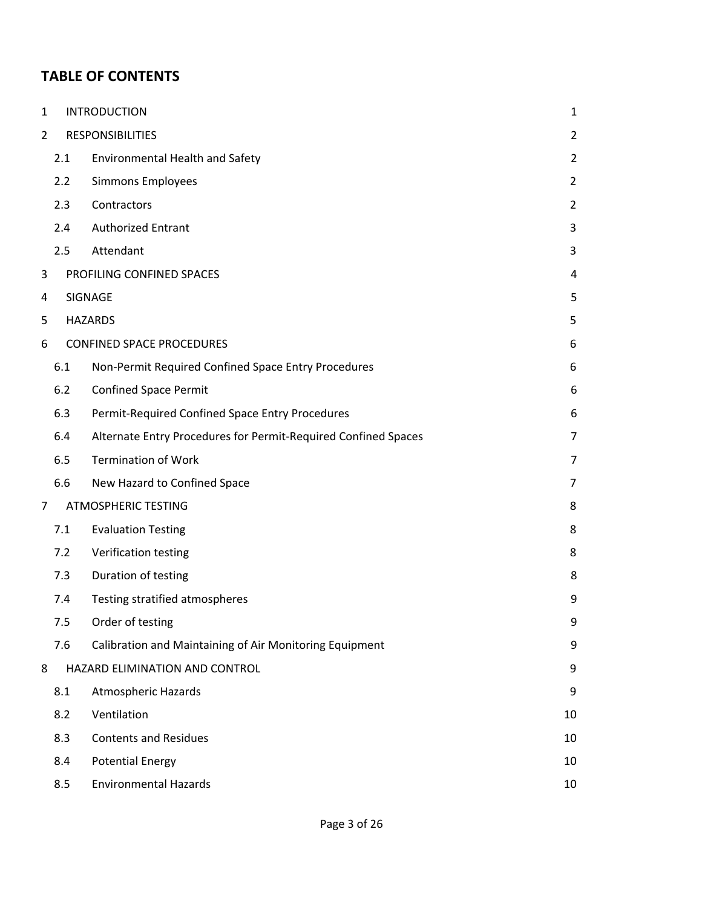## TABLE OF CONTENTS

| | | |
|---|---|---|
| 1 | INTRODUCTION | 1 |
| 2 | RESPONSIBILITIES | 2 |
| 2.1 | Environmental Health and Safety | 2 |
| 2.2 | Simmons Employees | 2 |
| 2.3 | Contractors | 2 |
| 2.4 | Authorized Entrant | 3 |
| 2.5 | Attendant | 3 |
| 3 | PROFILING CONFINED SPACES | 4 |
| 4 | SIGNAGE | 5 |
| 5 | HAZARDS | 5 |
| 6 | CONFINED SPACE PROCEDURES | 6 |
| 6.1 | Non-Permit Required Confined Space Entry Procedures | 6 |
| 6.2 | Confined Space Permit | 6 |
| 6.3 | Permit-Required Confined Space Entry Procedures | 6 |
| 6.4 | Alternate Entry Procedures for Permit-Required Confined Spaces | 7 |
| 6.5 | Termination of Work | 7 |
| 6.6 | New Hazard to Confined Space | 7 |
| 7 | ATMOSPHERIC TESTING | 8 |
| 7.1 | Evaluation Testing | 8 |
| 7.2 | Verification testing | 8 |
| 7.3 | Duration of testing | 8 |
| 7.4 | Testing stratified atmospheres | 9 |
| 7.5 | Order of testing | 9 |
| 7.6 | Calibration and Maintaining of Air Monitoring Equipment | 9 |
| 8 | HAZARD ELIMINATION AND CONTROL | 9 |
| 8.1 | Atmospheric Hazards | 9 |
| 8.2 | Ventilation | 10 |
| 8.3 | Contents and Residues | 10 |
| 8.4 | Potential Energy | 10 |
| 8.5 | Environmental Hazards | 10 |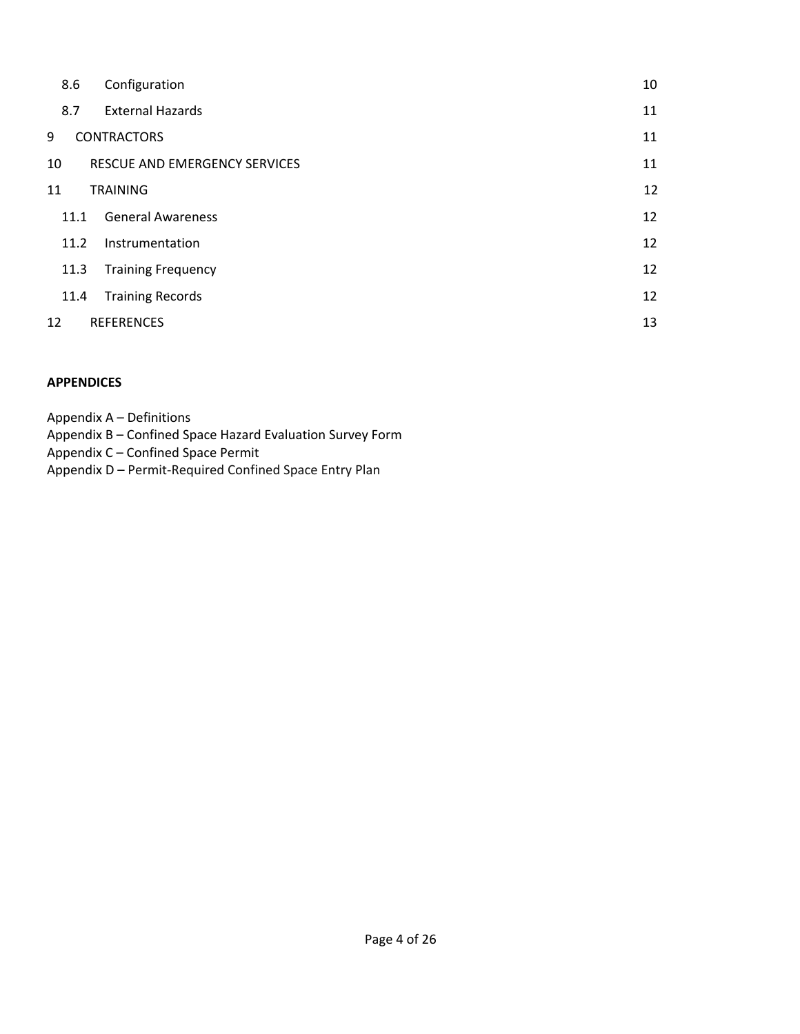| | | |
|---|---|---|
| 8.6 | Configuration | 10 |
| 8.7 | External Hazards | 11 |
| 9 | CONTRACTORS | 11 |
| 10 | RESCUE AND EMERGENCY SERVICES | 11 |
| 11 | TRAINING | 12 |
| 11.1 | General Awareness | 12 |
| 11.2 | Instrumentation | 12 |
| 11.3 | Training Frequency | 12 |
| 11.4 | Training Records | 12 |
| 12 | REFERENCES | 13 |

**APPENDICES**

Appendix A – Definitions
Appendix B – Confined Space Hazard Evaluation Survey Form
Appendix C – Confined Space Permit
Appendix D – Permit-Required Confined Space Entry Plan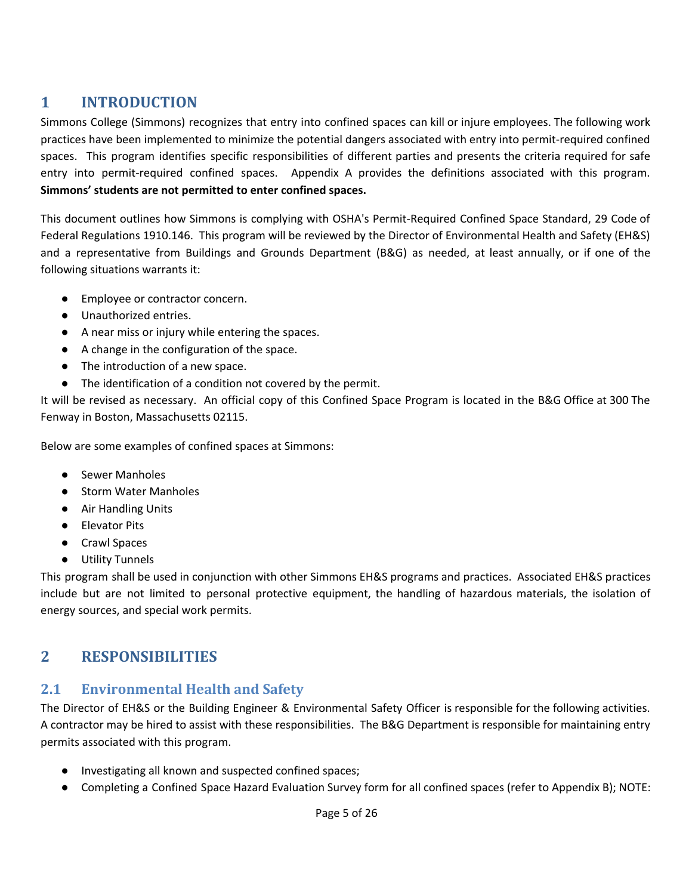# 1 INTRODUCTION

Simmons College (Simmons) recognizes that entry into confined spaces can kill or injure employees. The following work practices have been implemented to minimize the potential dangers associated with entry into permit-required confined spaces. This program identifies specific responsibilities of different parties and presents the criteria required for safe entry into permit-required confined spaces. Appendix A provides the definitions associated with this program. **Simmons' students are not permitted to enter confined spaces.**

This document outlines how Simmons is complying with OSHA's Permit-Required Confined Space Standard, 29 Code of Federal Regulations 1910.146. This program will be reviewed by the Director of Environmental Health and Safety (EH&S) and a representative from Buildings and Grounds Department (B&G) as needed, at least annually, or if one of the following situations warrants it:

- Employee or contractor concern.
- Unauthorized entries.
- A near miss or injury while entering the spaces.
- A change in the configuration of the space.
- The introduction of a new space.
- The identification of a condition not covered by the permit.

It will be revised as necessary. An official copy of this Confined Space Program is located in the B&G Office at 300 The Fenway in Boston, Massachusetts 02115.

Below are some examples of confined spaces at Simmons:

- Sewer Manholes
- Storm Water Manholes
- Air Handling Units
- Elevator Pits
- Crawl Spaces
- Utility Tunnels

This program shall be used in conjunction with other Simmons EH&S programs and practices. Associated EH&S practices include but are not limited to personal protective equipment, the handling of hazardous materials, the isolation of energy sources, and special work permits.

# 2 RESPONSIBILITIES

## 2.1 Environmental Health and Safety

The Director of EH&S or the Building Engineer & Environmental Safety Officer is responsible for the following activities. A contractor may be hired to assist with these responsibilities. The B&G Department is responsible for maintaining entry permits associated with this program.

- Investigating all known and suspected confined spaces;
- Completing a Confined Space Hazard Evaluation Survey form for all confined spaces (refer to Appendix B); NOTE: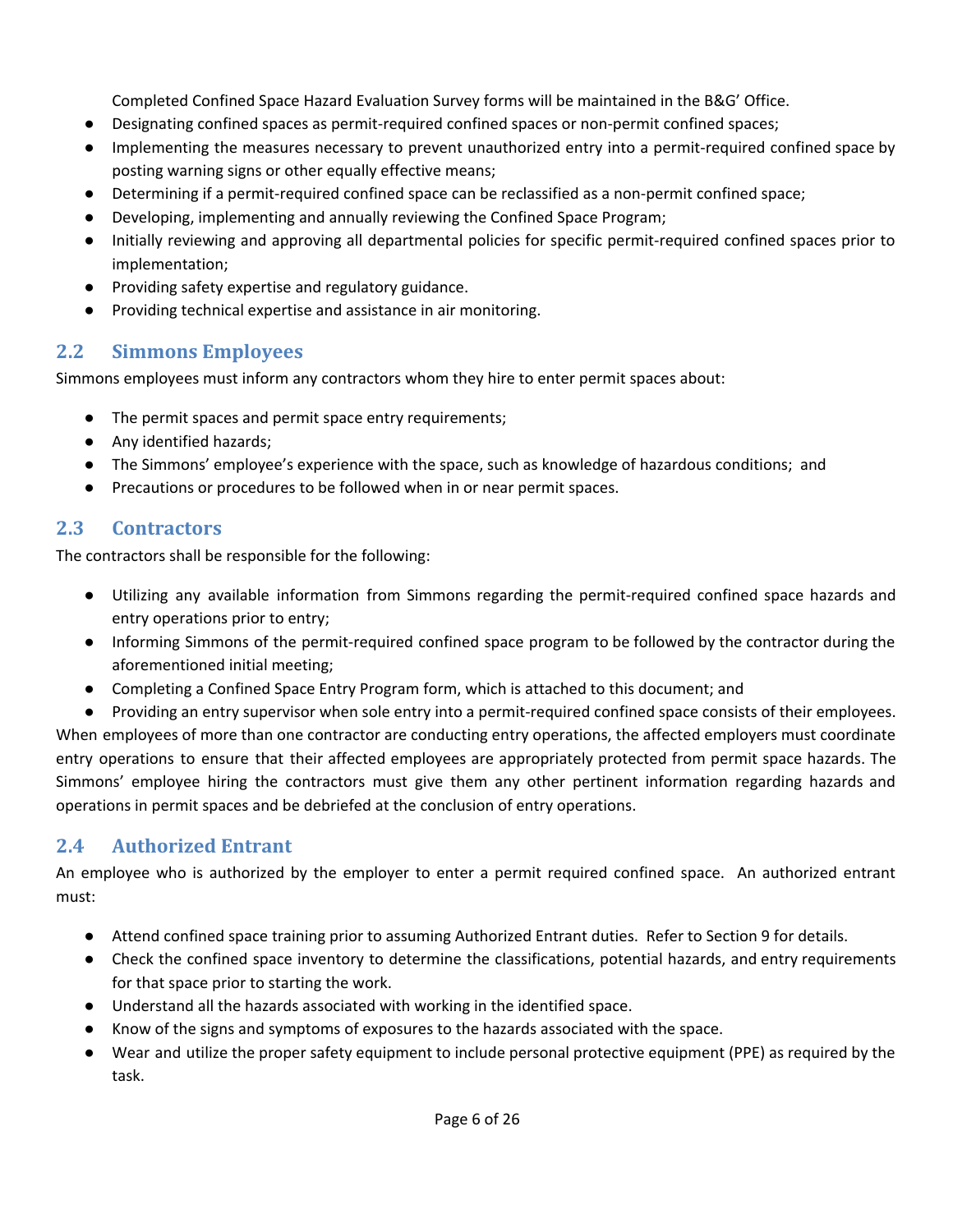Completed Confined Space Hazard Evaluation Survey forms will be maintained in the B&G' Office.

- Designating confined spaces as permit-required confined spaces or non-permit confined spaces;
- Implementing the measures necessary to prevent unauthorized entry into a permit-required confined space by posting warning signs or other equally effective means;
- Determining if a permit-required confined space can be reclassified as a non-permit confined space;
- Developing, implementing and annually reviewing the Confined Space Program;
- Initially reviewing and approving all departmental policies for specific permit-required confined spaces prior to implementation;
- Providing safety expertise and regulatory guidance.
- Providing technical expertise and assistance in air monitoring.

## 2.2 Simmons Employees

Simmons employees must inform any contractors whom they hire to enter permit spaces about:

- The permit spaces and permit space entry requirements;
- Any identified hazards;
- The Simmons' employee's experience with the space, such as knowledge of hazardous conditions; and
- Precautions or procedures to be followed when in or near permit spaces.

## 2.3 Contractors

The contractors shall be responsible for the following:

- Utilizing any available information from Simmons regarding the permit-required confined space hazards and entry operations prior to entry;
- Informing Simmons of the permit-required confined space program to be followed by the contractor during the aforementioned initial meeting;
- Completing a Confined Space Entry Program form, which is attached to this document; and
- Providing an entry supervisor when sole entry into a permit-required confined space consists of their employees.

When employees of more than one contractor are conducting entry operations, the affected employers must coordinate entry operations to ensure that their affected employees are appropriately protected from permit space hazards. The Simmons' employee hiring the contractors must give them any other pertinent information regarding hazards and operations in permit spaces and be debriefed at the conclusion of entry operations.

## 2.4 Authorized Entrant

An employee who is authorized by the employer to enter a permit required confined space. An authorized entrant must:

- Attend confined space training prior to assuming Authorized Entrant duties. Refer to Section 9 for details.
- Check the confined space inventory to determine the classifications, potential hazards, and entry requirements for that space prior to starting the work.
- Understand all the hazards associated with working in the identified space.
- Know of the signs and symptoms of exposures to the hazards associated with the space.
- Wear and utilize the proper safety equipment to include personal protective equipment (PPE) as required by the task.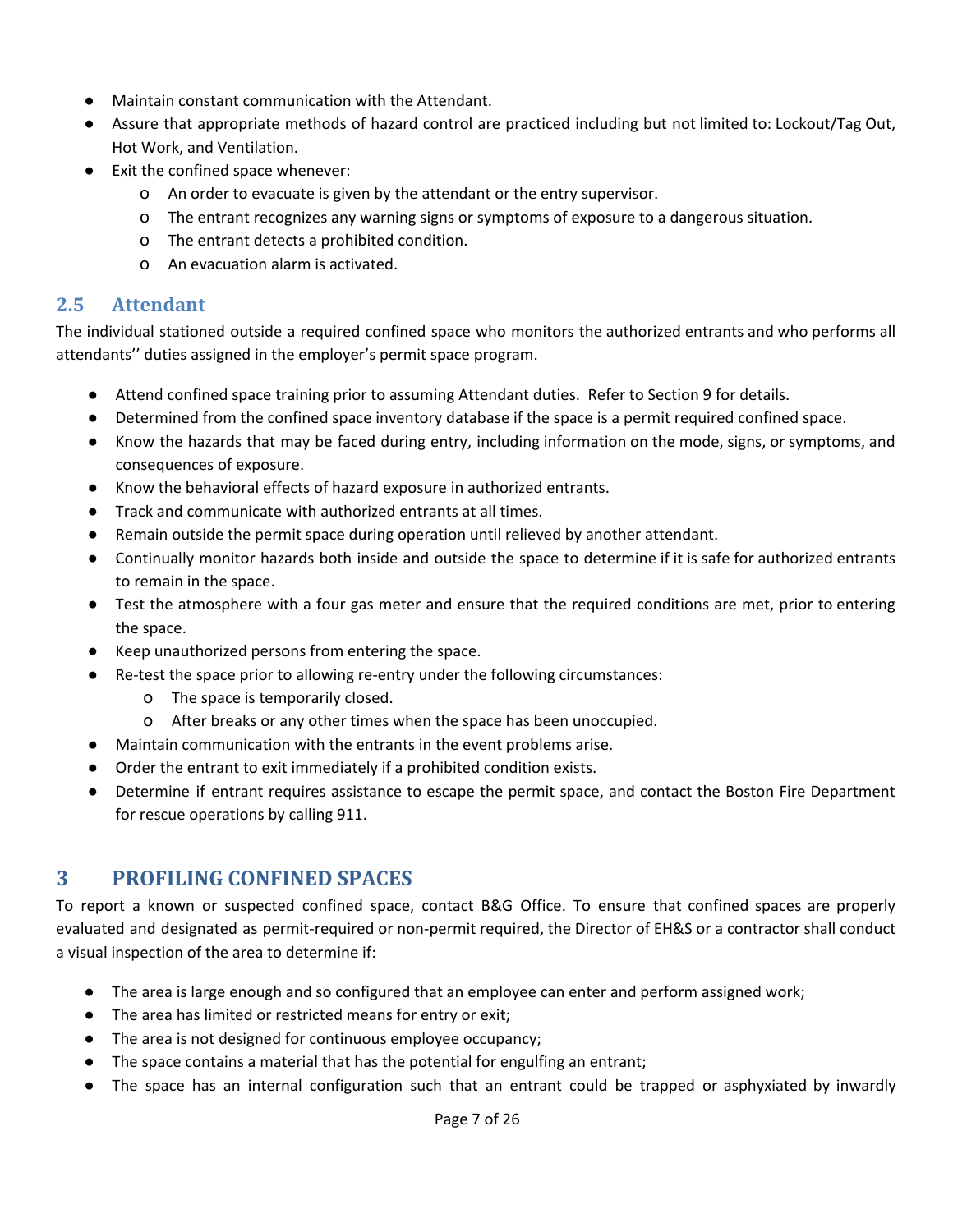- Maintain constant communication with the Attendant.
- Assure that appropriate methods of hazard control are practiced including but not limited to: Lockout/Tag Out, Hot Work, and Ventilation.
- Exit the confined space whenever:
  - An order to evacuate is given by the attendant or the entry supervisor.
  - The entrant recognizes any warning signs or symptoms of exposure to a dangerous situation.
  - The entrant detects a prohibited condition.
  - An evacuation alarm is activated.

### 2.5 Attendant

The individual stationed outside a required confined space who monitors the authorized entrants and who performs all attendants'' duties assigned in the employer's permit space program.

- Attend confined space training prior to assuming Attendant duties. Refer to Section 9 for details.
- Determined from the confined space inventory database if the space is a permit required confined space.
- Know the hazards that may be faced during entry, including information on the mode, signs, or symptoms, and consequences of exposure.
- Know the behavioral effects of hazard exposure in authorized entrants.
- Track and communicate with authorized entrants at all times.
- Remain outside the permit space during operation until relieved by another attendant.
- Continually monitor hazards both inside and outside the space to determine if it is safe for authorized entrants to remain in the space.
- Test the atmosphere with a four gas meter and ensure that the required conditions are met, prior to entering the space.
- Keep unauthorized persons from entering the space.
- Re-test the space prior to allowing re-entry under the following circumstances:
  - The space is temporarily closed.
  - After breaks or any other times when the space has been unoccupied.
- Maintain communication with the entrants in the event problems arise.
- Order the entrant to exit immediately if a prohibited condition exists.
- Determine if entrant requires assistance to escape the permit space, and contact the Boston Fire Department for rescue operations by calling 911.

## 3 PROFILING CONFINED SPACES

To report a known or suspected confined space, contact B&G Office. To ensure that confined spaces are properly evaluated and designated as permit-required or non-permit required, the Director of EH&S or a contractor shall conduct a visual inspection of the area to determine if:

- The area is large enough and so configured that an employee can enter and perform assigned work;
- The area has limited or restricted means for entry or exit;
- The area is not designed for continuous employee occupancy;
- The space contains a material that has the potential for engulfing an entrant;
- The space has an internal configuration such that an entrant could be trapped or asphyxiated by inwardly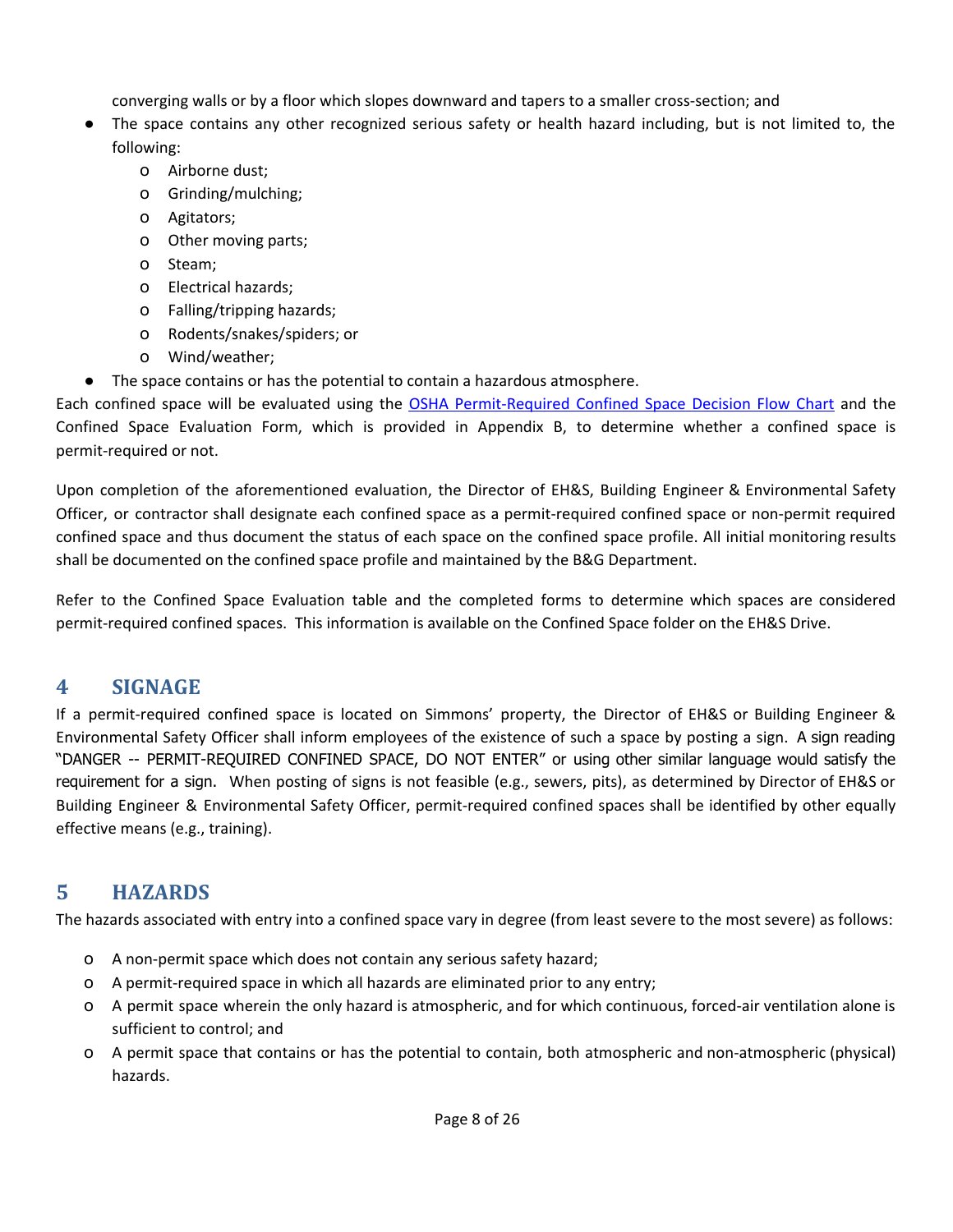converging walls or by a floor which slopes downward and tapers to a smaller cross-section; and

- The space contains any other recognized serious safety or health hazard including, but is not limited to, the following:
  - Airborne dust;
  - Grinding/mulching;
  - Agitators;
  - Other moving parts;
  - Steam;
  - Electrical hazards;
  - Falling/tripping hazards;
  - Rodents/snakes/spiders; or
  - Wind/weather;
- The space contains or has the potential to contain a hazardous atmosphere.

Each confined space will be evaluated using the OSHA Permit-Required Confined Space Decision Flow Chart and the Confined Space Evaluation Form, which is provided in Appendix B, to determine whether a confined space is permit-required or not.

Upon completion of the aforementioned evaluation, the Director of EH&S, Building Engineer & Environmental Safety Officer, or contractor shall designate each confined space as a permit-required confined space or non-permit required confined space and thus document the status of each space on the confined space profile. All initial monitoring results shall be documented on the confined space profile and maintained by the B&G Department.

Refer to the Confined Space Evaluation table and the completed forms to determine which spaces are considered permit-required confined spaces. This information is available on the Confined Space folder on the EH&S Drive.

# 4 SIGNAGE

If a permit-required confined space is located on Simmons' property, the Director of EH&S or Building Engineer & Environmental Safety Officer shall inform employees of the existence of such a space by posting a sign. A sign reading "DANGER -- PERMIT-REQUIRED CONFINED SPACE, DO NOT ENTER" or using other similar language would satisfy the requirement for a sign. When posting of signs is not feasible (e.g., sewers, pits), as determined by Director of EH&S or Building Engineer & Environmental Safety Officer, permit-required confined spaces shall be identified by other equally effective means (e.g., training).

# 5 HAZARDS

The hazards associated with entry into a confined space vary in degree (from least severe to the most severe) as follows:

- A non-permit space which does not contain any serious safety hazard;
- A permit-required space in which all hazards are eliminated prior to any entry;
- A permit space wherein the only hazard is atmospheric, and for which continuous, forced-air ventilation alone is sufficient to control; and
- A permit space that contains or has the potential to contain, both atmospheric and non-atmospheric (physical) hazards.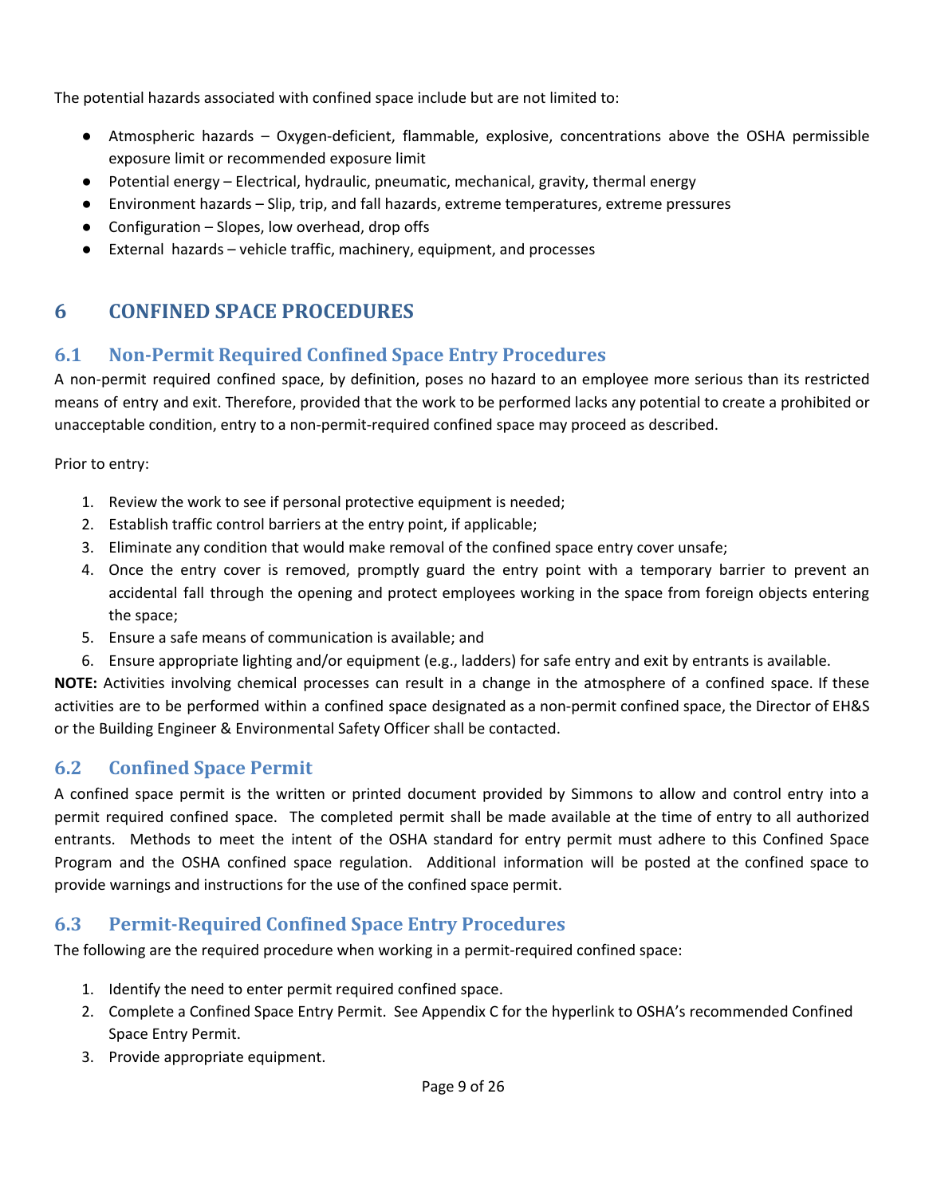The potential hazards associated with confined space include but are not limited to:

- Atmospheric hazards – Oxygen-deficient, flammable, explosive, concentrations above the OSHA permissible exposure limit or recommended exposure limit
- Potential energy – Electrical, hydraulic, pneumatic, mechanical, gravity, thermal energy
- Environment hazards – Slip, trip, and fall hazards, extreme temperatures, extreme pressures
- Configuration – Slopes, low overhead, drop offs
- External hazards – vehicle traffic, machinery, equipment, and processes

# 6 CONFINED SPACE PROCEDURES

## 6.1 Non-Permit Required Confined Space Entry Procedures

A non-permit required confined space, by definition, poses no hazard to an employee more serious than its restricted means of entry and exit. Therefore, provided that the work to be performed lacks any potential to create a prohibited or unacceptable condition, entry to a non-permit-required confined space may proceed as described.

Prior to entry:

1. Review the work to see if personal protective equipment is needed;
2. Establish traffic control barriers at the entry point, if applicable;
3. Eliminate any condition that would make removal of the confined space entry cover unsafe;
4. Once the entry cover is removed, promptly guard the entry point with a temporary barrier to prevent an accidental fall through the opening and protect employees working in the space from foreign objects entering the space;
5. Ensure a safe means of communication is available; and
6. Ensure appropriate lighting and/or equipment (e.g., ladders) for safe entry and exit by entrants is available.

**NOTE:** Activities involving chemical processes can result in a change in the atmosphere of a confined space. If these activities are to be performed within a confined space designated as a non-permit confined space, the Director of EH&S or the Building Engineer & Environmental Safety Officer shall be contacted.

## 6.2 Confined Space Permit

A confined space permit is the written or printed document provided by Simmons to allow and control entry into a permit required confined space. The completed permit shall be made available at the time of entry to all authorized entrants. Methods to meet the intent of the OSHA standard for entry permit must adhere to this Confined Space Program and the OSHA confined space regulation. Additional information will be posted at the confined space to provide warnings and instructions for the use of the confined space permit.

## 6.3 Permit-Required Confined Space Entry Procedures

The following are the required procedure when working in a permit-required confined space:

1. Identify the need to enter permit required confined space.
2. Complete a Confined Space Entry Permit. See Appendix C for the hyperlink to OSHA's recommended Confined Space Entry Permit.
3. Provide appropriate equipment.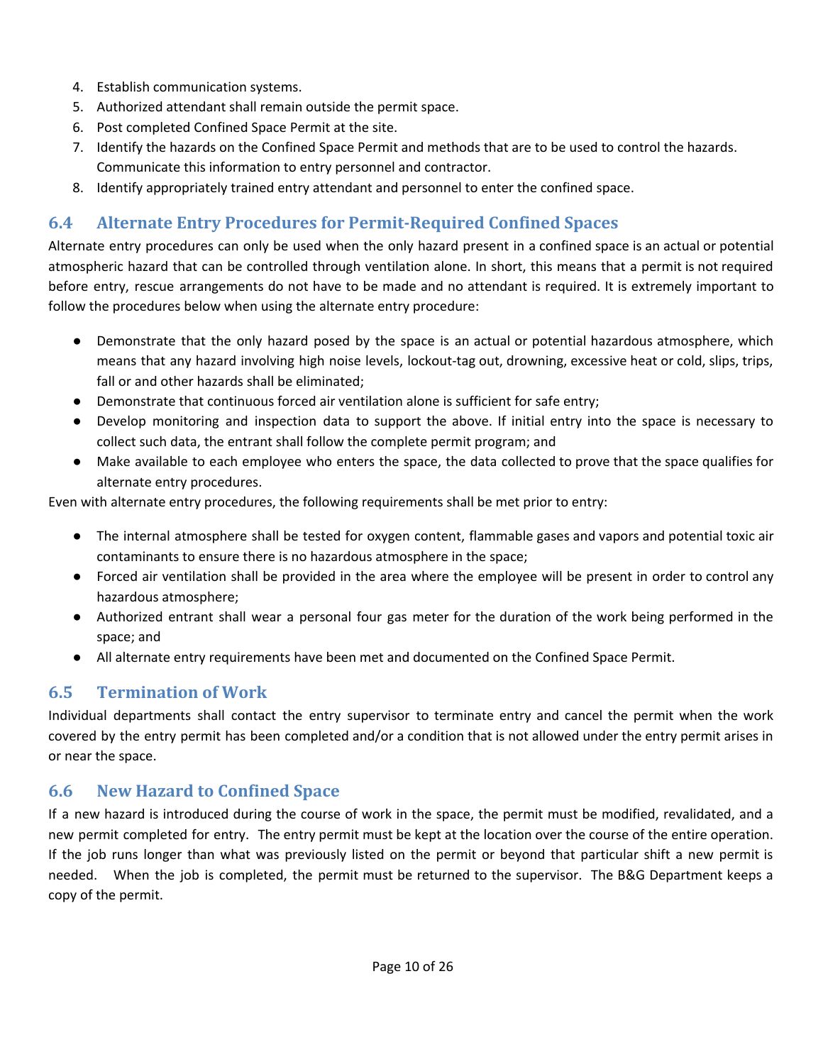4. Establish communication systems.
5. Authorized attendant shall remain outside the permit space.
6. Post completed Confined Space Permit at the site.
7. Identify the hazards on the Confined Space Permit and methods that are to be used to control the hazards. Communicate this information to entry personnel and contractor.
8. Identify appropriately trained entry attendant and personnel to enter the confined space.

## 6.4 Alternate Entry Procedures for Permit-Required Confined Spaces

Alternate entry procedures can only be used when the only hazard present in a confined space is an actual or potential atmospheric hazard that can be controlled through ventilation alone. In short, this means that a permit is not required before entry, rescue arrangements do not have to be made and no attendant is required. It is extremely important to follow the procedures below when using the alternate entry procedure:

- Demonstrate that the only hazard posed by the space is an actual or potential hazardous atmosphere, which means that any hazard involving high noise levels, lockout-tag out, drowning, excessive heat or cold, slips, trips, fall or and other hazards shall be eliminated;
- Demonstrate that continuous forced air ventilation alone is sufficient for safe entry;
- Develop monitoring and inspection data to support the above. If initial entry into the space is necessary to collect such data, the entrant shall follow the complete permit program; and
- Make available to each employee who enters the space, the data collected to prove that the space qualifies for alternate entry procedures.

Even with alternate entry procedures, the following requirements shall be met prior to entry:

- The internal atmosphere shall be tested for oxygen content, flammable gases and vapors and potential toxic air contaminants to ensure there is no hazardous atmosphere in the space;
- Forced air ventilation shall be provided in the area where the employee will be present in order to control any hazardous atmosphere;
- Authorized entrant shall wear a personal four gas meter for the duration of the work being performed in the space; and
- All alternate entry requirements have been met and documented on the Confined Space Permit.

## 6.5 Termination of Work

Individual departments shall contact the entry supervisor to terminate entry and cancel the permit when the work covered by the entry permit has been completed and/or a condition that is not allowed under the entry permit arises in or near the space.

## 6.6 New Hazard to Confined Space

If a new hazard is introduced during the course of work in the space, the permit must be modified, revalidated, and a new permit completed for entry. The entry permit must be kept at the location over the course of the entire operation. If the job runs longer than what was previously listed on the permit or beyond that particular shift a new permit is needed. When the job is completed, the permit must be returned to the supervisor. The B&G Department keeps a copy of the permit.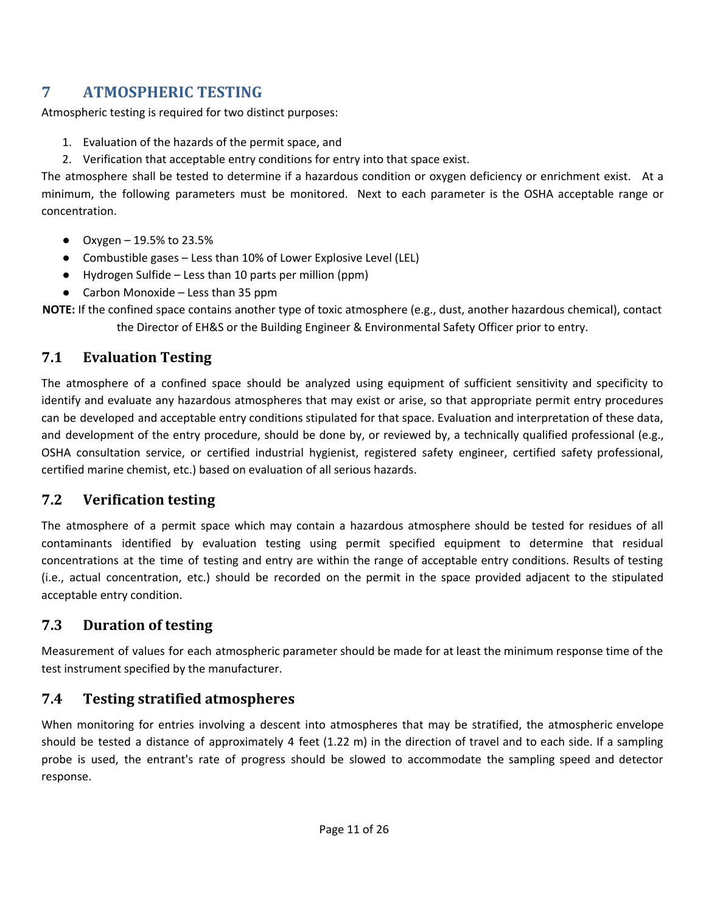## 7 ATMOSPHERIC TESTING

Atmospheric testing is required for two distinct purposes:

1. Evaluation of the hazards of the permit space, and
2. Verification that acceptable entry conditions for entry into that space exist.

The atmosphere shall be tested to determine if a hazardous condition or oxygen deficiency or enrichment exist. At a minimum, the following parameters must be monitored. Next to each parameter is the OSHA acceptable range or concentration.

- Oxygen – 19.5% to 23.5%
- Combustible gases – Less than 10% of Lower Explosive Level (LEL)
- Hydrogen Sulfide – Less than 10 parts per million (ppm)
- Carbon Monoxide – Less than 35 ppm

**NOTE:** If the confined space contains another type of toxic atmosphere (e.g., dust, another hazardous chemical), contact the Director of EH&S or the Building Engineer & Environmental Safety Officer prior to entry.

### 7.1 Evaluation Testing

The atmosphere of a confined space should be analyzed using equipment of sufficient sensitivity and specificity to identify and evaluate any hazardous atmospheres that may exist or arise, so that appropriate permit entry procedures can be developed and acceptable entry conditions stipulated for that space. Evaluation and interpretation of these data, and development of the entry procedure, should be done by, or reviewed by, a technically qualified professional (e.g., OSHA consultation service, or certified industrial hygienist, registered safety engineer, certified safety professional, certified marine chemist, etc.) based on evaluation of all serious hazards.

### 7.2 Verification testing

The atmosphere of a permit space which may contain a hazardous atmosphere should be tested for residues of all contaminants identified by evaluation testing using permit specified equipment to determine that residual concentrations at the time of testing and entry are within the range of acceptable entry conditions. Results of testing (i.e., actual concentration, etc.) should be recorded on the permit in the space provided adjacent to the stipulated acceptable entry condition.

### 7.3 Duration of testing

Measurement of values for each atmospheric parameter should be made for at least the minimum response time of the test instrument specified by the manufacturer.

### 7.4 Testing stratified atmospheres

When monitoring for entries involving a descent into atmospheres that may be stratified, the atmospheric envelope should be tested a distance of approximately 4 feet (1.22 m) in the direction of travel and to each side. If a sampling probe is used, the entrant's rate of progress should be slowed to accommodate the sampling speed and detector response.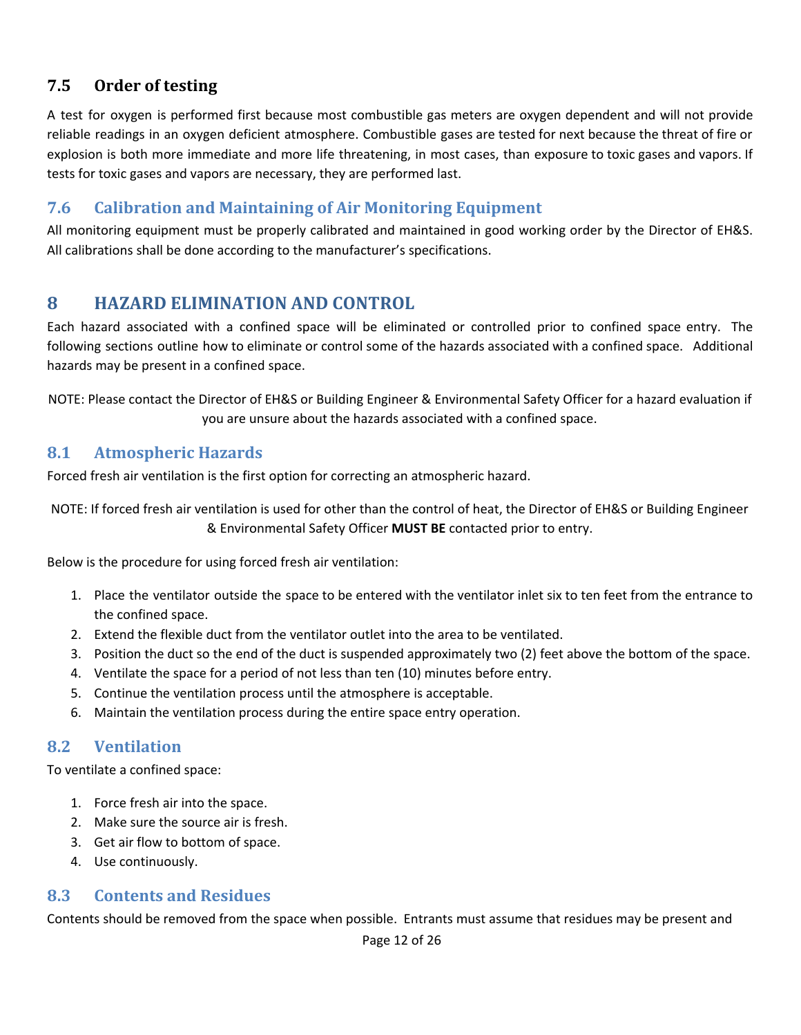## 7.5 Order of testing

A test for oxygen is performed first because most combustible gas meters are oxygen dependent and will not provide reliable readings in an oxygen deficient atmosphere. Combustible gases are tested for next because the threat of fire or explosion is both more immediate and more life threatening, in most cases, than exposure to toxic gases and vapors. If tests for toxic gases and vapors are necessary, they are performed last.

## 7.6 Calibration and Maintaining of Air Monitoring Equipment

All monitoring equipment must be properly calibrated and maintained in good working order by the Director of EH&S. All calibrations shall be done according to the manufacturer's specifications.

# 8 HAZARD ELIMINATION AND CONTROL

Each hazard associated with a confined space will be eliminated or controlled prior to confined space entry. The following sections outline how to eliminate or control some of the hazards associated with a confined space. Additional hazards may be present in a confined space.

NOTE: Please contact the Director of EH&S or Building Engineer & Environmental Safety Officer for a hazard evaluation if you are unsure about the hazards associated with a confined space.

## 8.1 Atmospheric Hazards

Forced fresh air ventilation is the first option for correcting an atmospheric hazard.

NOTE: If forced fresh air ventilation is used for other than the control of heat, the Director of EH&S or Building Engineer & Environmental Safety Officer **MUST BE** contacted prior to entry.

Below is the procedure for using forced fresh air ventilation:

1. Place the ventilator outside the space to be entered with the ventilator inlet six to ten feet from the entrance to the confined space.
2. Extend the flexible duct from the ventilator outlet into the area to be ventilated.
3. Position the duct so the end of the duct is suspended approximately two (2) feet above the bottom of the space.
4. Ventilate the space for a period of not less than ten (10) minutes before entry.
5. Continue the ventilation process until the atmosphere is acceptable.
6. Maintain the ventilation process during the entire space entry operation.

## 8.2 Ventilation

To ventilate a confined space:

1. Force fresh air into the space.
2. Make sure the source air is fresh.
3. Get air flow to bottom of space.
4. Use continuously.

## 8.3 Contents and Residues

Contents should be removed from the space when possible. Entrants must assume that residues may be present and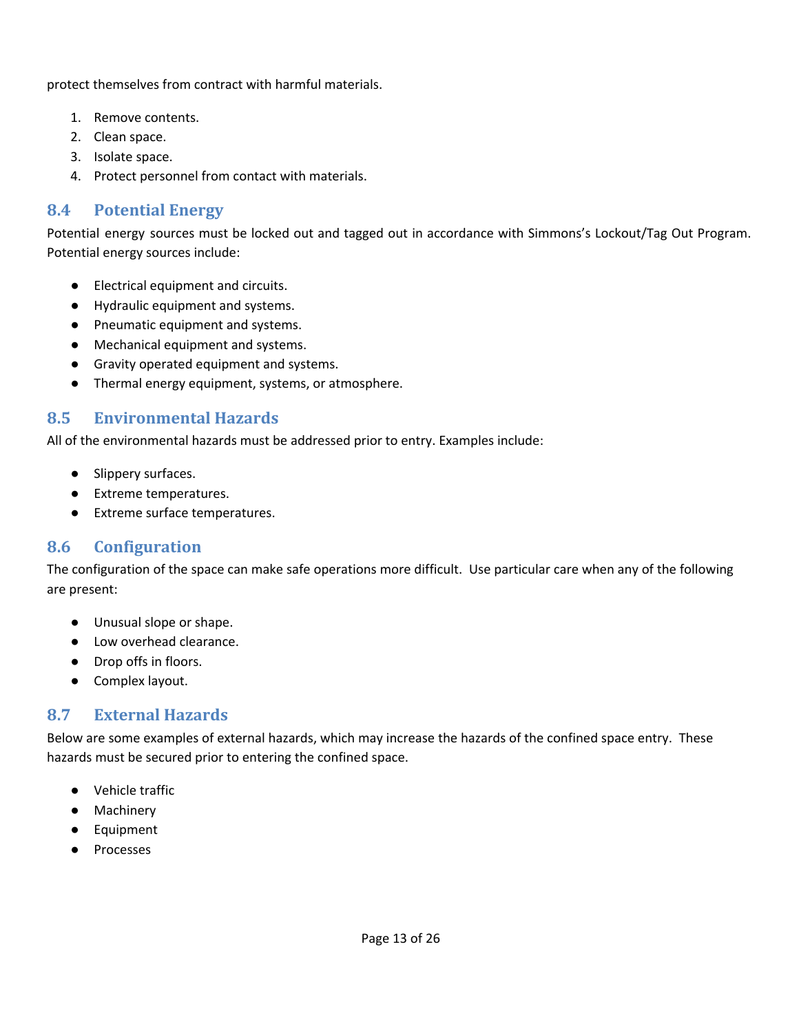protect themselves from contract with harmful materials.

1. Remove contents.
2. Clean space.
3. Isolate space.
4. Protect personnel from contact with materials.

## 8.4 Potential Energy

Potential energy sources must be locked out and tagged out in accordance with Simmons's Lockout/Tag Out Program. Potential energy sources include:

- Electrical equipment and circuits.
- Hydraulic equipment and systems.
- Pneumatic equipment and systems.
- Mechanical equipment and systems.
- Gravity operated equipment and systems.
- Thermal energy equipment, systems, or atmosphere.

## 8.5 Environmental Hazards

All of the environmental hazards must be addressed prior to entry. Examples include:

- Slippery surfaces.
- Extreme temperatures.
- Extreme surface temperatures.

## 8.6 Configuration

The configuration of the space can make safe operations more difficult. Use particular care when any of the following are present:

- Unusual slope or shape.
- Low overhead clearance.
- Drop offs in floors.
- Complex layout.

## 8.7 External Hazards

Below are some examples of external hazards, which may increase the hazards of the confined space entry. These hazards must be secured prior to entering the confined space.

- Vehicle traffic
- Machinery
- Equipment
- Processes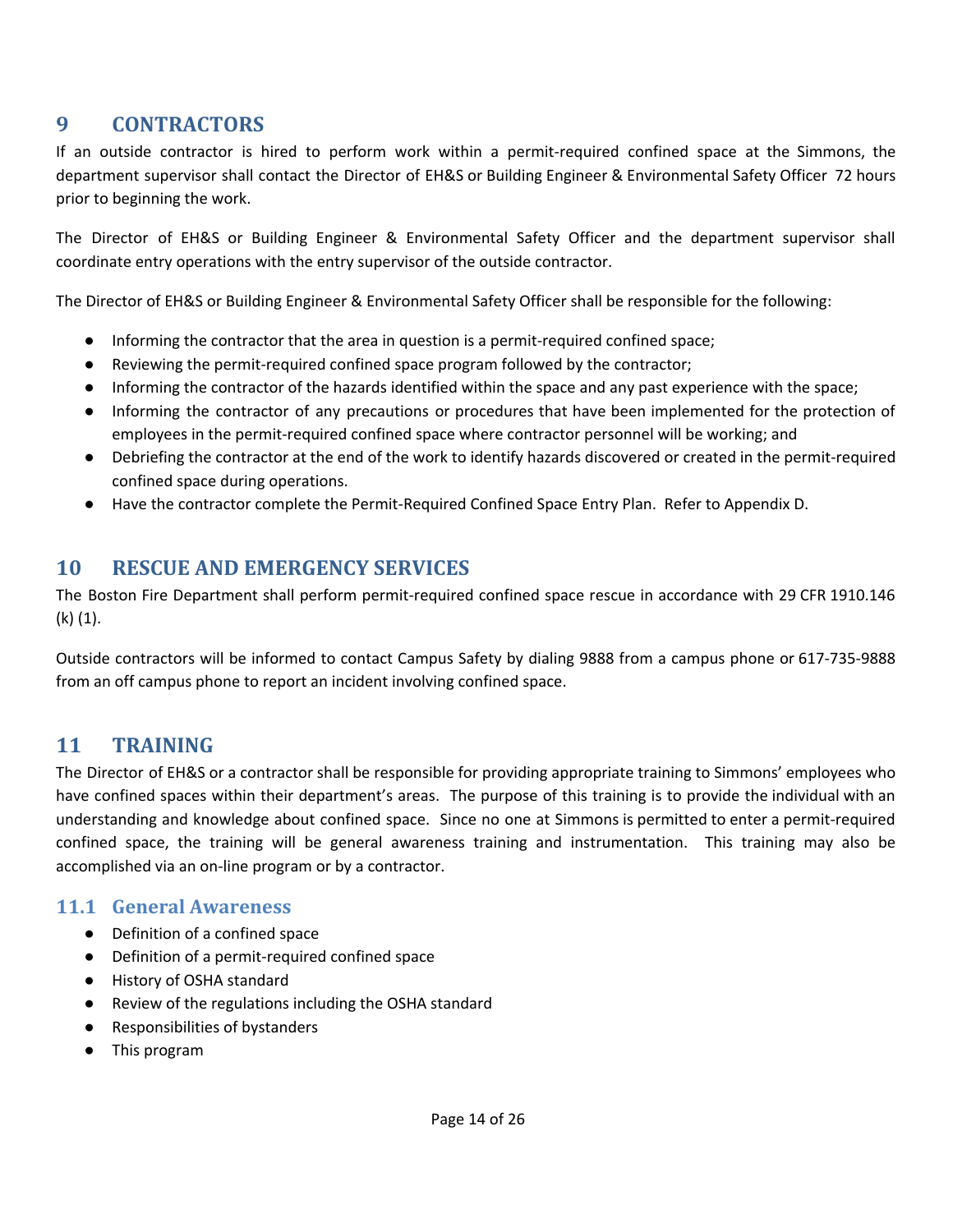## 9 CONTRACTORS

If an outside contractor is hired to perform work within a permit-required confined space at the Simmons, the department supervisor shall contact the Director of EH&S or Building Engineer & Environmental Safety Officer 72 hours prior to beginning the work.

The Director of EH&S or Building Engineer & Environmental Safety Officer and the department supervisor shall coordinate entry operations with the entry supervisor of the outside contractor.

The Director of EH&S or Building Engineer & Environmental Safety Officer shall be responsible for the following:

- Informing the contractor that the area in question is a permit-required confined space;
- Reviewing the permit-required confined space program followed by the contractor;
- Informing the contractor of the hazards identified within the space and any past experience with the space;
- Informing the contractor of any precautions or procedures that have been implemented for the protection of employees in the permit-required confined space where contractor personnel will be working; and
- Debriefing the contractor at the end of the work to identify hazards discovered or created in the permit-required confined space during operations.
- Have the contractor complete the Permit-Required Confined Space Entry Plan. Refer to Appendix D.

## 10 RESCUE AND EMERGENCY SERVICES

The Boston Fire Department shall perform permit-required confined space rescue in accordance with 29 CFR 1910.146 (k) (1).

Outside contractors will be informed to contact Campus Safety by dialing 9888 from a campus phone or 617-735-9888 from an off campus phone to report an incident involving confined space.

## 11 TRAINING

The Director of EH&S or a contractor shall be responsible for providing appropriate training to Simmons' employees who have confined spaces within their department's areas. The purpose of this training is to provide the individual with an understanding and knowledge about confined space. Since no one at Simmons is permitted to enter a permit-required confined space, the training will be general awareness training and instrumentation. This training may also be accomplished via an on-line program or by a contractor.

### 11.1 General Awareness

- Definition of a confined space
- Definition of a permit-required confined space
- History of OSHA standard
- Review of the regulations including the OSHA standard
- Responsibilities of bystanders
- This program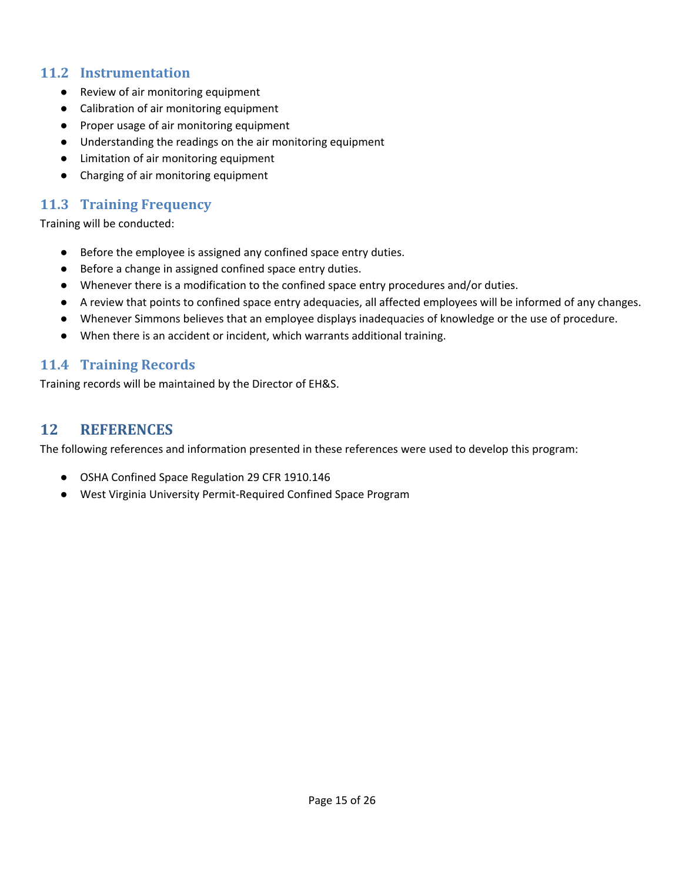### 11.2 Instrumentation

- Review of air monitoring equipment
- Calibration of air monitoring equipment
- Proper usage of air monitoring equipment
- Understanding the readings on the air monitoring equipment
- Limitation of air monitoring equipment
- Charging of air monitoring equipment

### 11.3 Training Frequency

Training will be conducted:

- Before the employee is assigned any confined space entry duties.
- Before a change in assigned confined space entry duties.
- Whenever there is a modification to the confined space entry procedures and/or duties.
- A review that points to confined space entry adequacies, all affected employees will be informed of any changes.
- Whenever Simmons believes that an employee displays inadequacies of knowledge or the use of procedure.
- When there is an accident or incident, which warrants additional training.

### 11.4 Training Records

Training records will be maintained by the Director of EH&S.

## 12 REFERENCES

The following references and information presented in these references were used to develop this program:

- OSHA Confined Space Regulation 29 CFR 1910.146
- West Virginia University Permit-Required Confined Space Program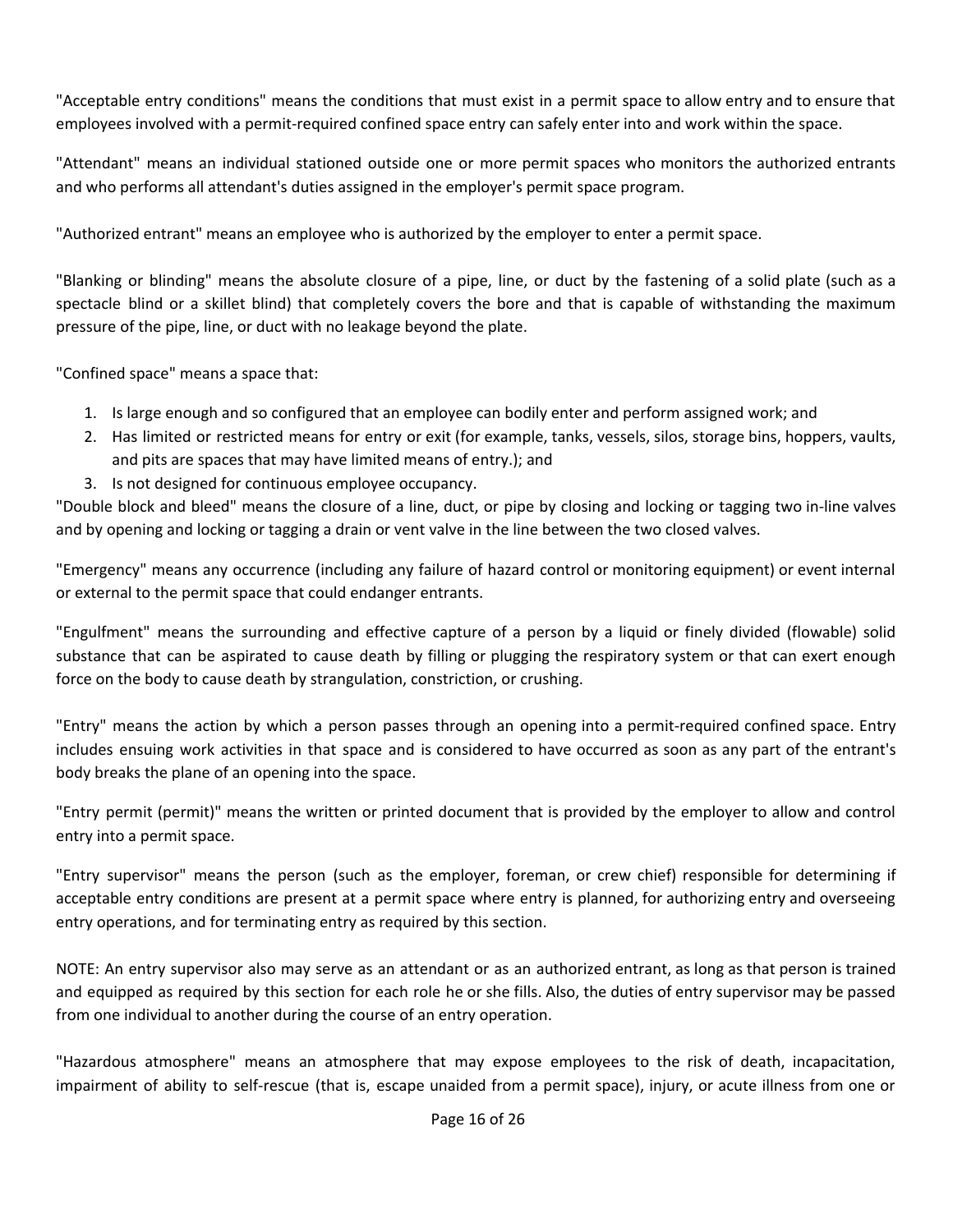"Acceptable entry conditions" means the conditions that must exist in a permit space to allow entry and to ensure that employees involved with a permit-required confined space entry can safely enter into and work within the space.

"Attendant" means an individual stationed outside one or more permit spaces who monitors the authorized entrants and who performs all attendant's duties assigned in the employer's permit space program.

"Authorized entrant" means an employee who is authorized by the employer to enter a permit space.

"Blanking or blinding" means the absolute closure of a pipe, line, or duct by the fastening of a solid plate (such as a spectacle blind or a skillet blind) that completely covers the bore and that is capable of withstanding the maximum pressure of the pipe, line, or duct with no leakage beyond the plate.

"Confined space" means a space that:

1. Is large enough and so configured that an employee can bodily enter and perform assigned work; and
2. Has limited or restricted means for entry or exit (for example, tanks, vessels, silos, storage bins, hoppers, vaults, and pits are spaces that may have limited means of entry.); and
3. Is not designed for continuous employee occupancy.

"Double block and bleed" means the closure of a line, duct, or pipe by closing and locking or tagging two in-line valves and by opening and locking or tagging a drain or vent valve in the line between the two closed valves.

"Emergency" means any occurrence (including any failure of hazard control or monitoring equipment) or event internal or external to the permit space that could endanger entrants.

"Engulfment" means the surrounding and effective capture of a person by a liquid or finely divided (flowable) solid substance that can be aspirated to cause death by filling or plugging the respiratory system or that can exert enough force on the body to cause death by strangulation, constriction, or crushing.

"Entry" means the action by which a person passes through an opening into a permit-required confined space. Entry includes ensuing work activities in that space and is considered to have occurred as soon as any part of the entrant's body breaks the plane of an opening into the space.

"Entry permit (permit)" means the written or printed document that is provided by the employer to allow and control entry into a permit space.

"Entry supervisor" means the person (such as the employer, foreman, or crew chief) responsible for determining if acceptable entry conditions are present at a permit space where entry is planned, for authorizing entry and overseeing entry operations, and for terminating entry as required by this section.

NOTE: An entry supervisor also may serve as an attendant or as an authorized entrant, as long as that person is trained and equipped as required by this section for each role he or she fills. Also, the duties of entry supervisor may be passed from one individual to another during the course of an entry operation.

"Hazardous atmosphere" means an atmosphere that may expose employees to the risk of death, incapacitation, impairment of ability to self-rescue (that is, escape unaided from a permit space), injury, or acute illness from one or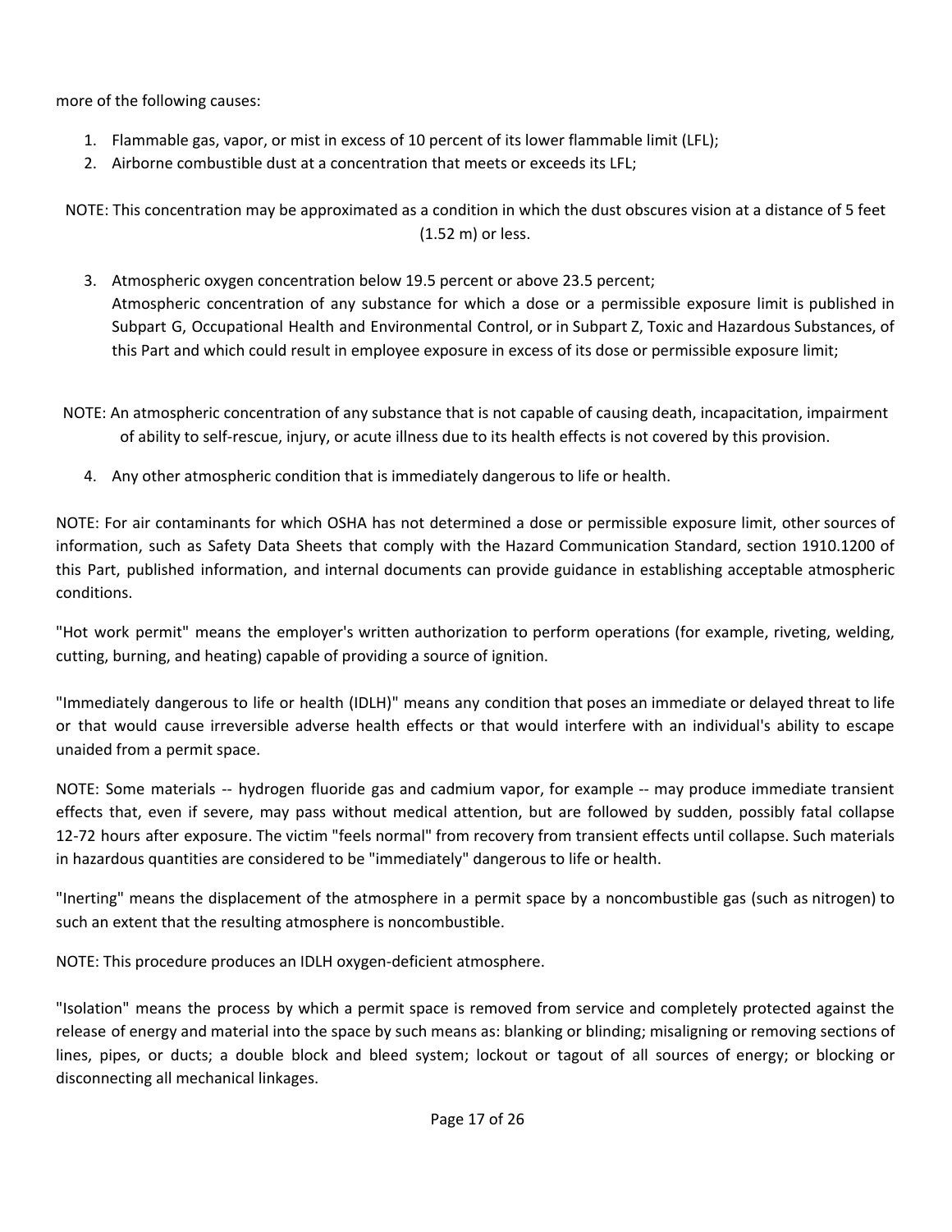more of the following causes:

1. Flammable gas, vapor, or mist in excess of 10 percent of its lower flammable limit (LFL);
2. Airborne combustible dust at a concentration that meets or exceeds its LFL;

NOTE: This concentration may be approximated as a condition in which the dust obscures vision at a distance of 5 feet (1.52 m) or less.

3. Atmospheric oxygen concentration below 19.5 percent or above 23.5 percent;
   Atmospheric concentration of any substance for which a dose or a permissible exposure limit is published in Subpart G, Occupational Health and Environmental Control, or in Subpart Z, Toxic and Hazardous Substances, of this Part and which could result in employee exposure in excess of its dose or permissible exposure limit;

NOTE: An atmospheric concentration of any substance that is not capable of causing death, incapacitation, impairment of ability to self-rescue, injury, or acute illness due to its health effects is not covered by this provision.

4. Any other atmospheric condition that is immediately dangerous to life or health.

NOTE: For air contaminants for which OSHA has not determined a dose or permissible exposure limit, other sources of information, such as Safety Data Sheets that comply with the Hazard Communication Standard, section 1910.1200 of this Part, published information, and internal documents can provide guidance in establishing acceptable atmospheric conditions.

"Hot work permit" means the employer's written authorization to perform operations (for example, riveting, welding, cutting, burning, and heating) capable of providing a source of ignition.

"Immediately dangerous to life or health (IDLH)" means any condition that poses an immediate or delayed threat to life or that would cause irreversible adverse health effects or that would interfere with an individual's ability to escape unaided from a permit space.

NOTE: Some materials -- hydrogen fluoride gas and cadmium vapor, for example -- may produce immediate transient effects that, even if severe, may pass without medical attention, but are followed by sudden, possibly fatal collapse 12-72 hours after exposure. The victim "feels normal" from recovery from transient effects until collapse. Such materials in hazardous quantities are considered to be "immediately" dangerous to life or health.

"Inerting" means the displacement of the atmosphere in a permit space by a noncombustible gas (such as nitrogen) to such an extent that the resulting atmosphere is noncombustible.

NOTE: This procedure produces an IDLH oxygen-deficient atmosphere.

"Isolation" means the process by which a permit space is removed from service and completely protected against the release of energy and material into the space by such means as: blanking or blinding; misaligning or removing sections of lines, pipes, or ducts; a double block and bleed system; lockout or tagout of all sources of energy; or blocking or disconnecting all mechanical linkages.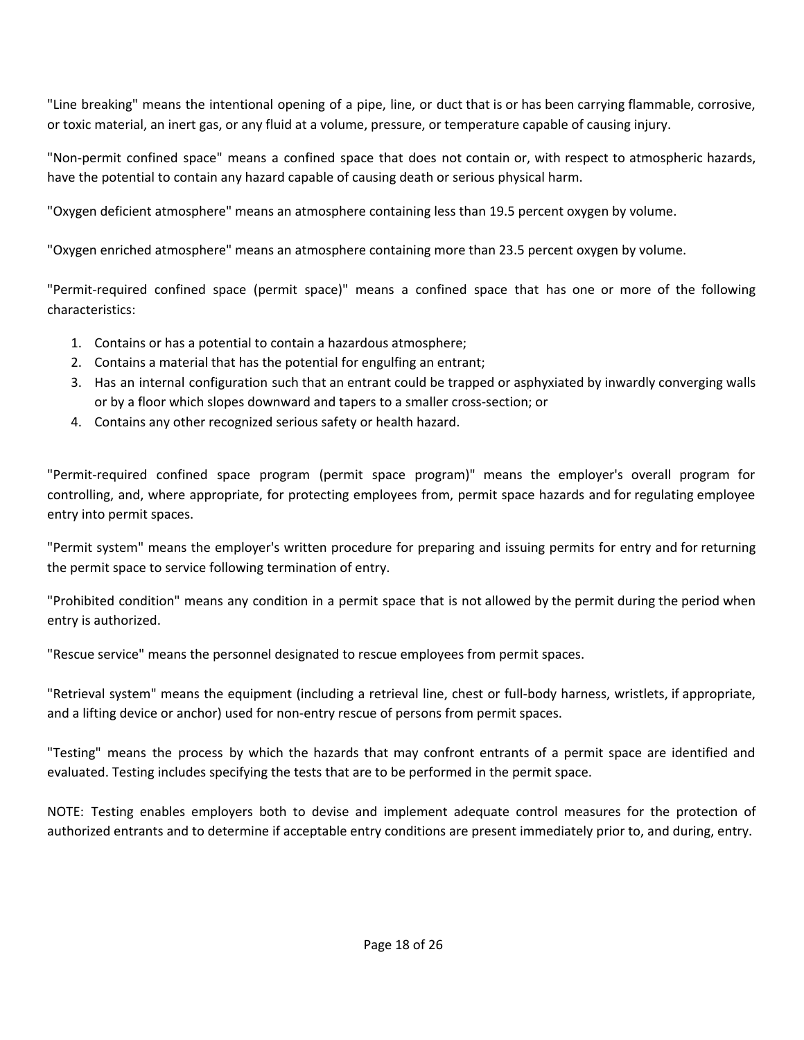"Line breaking" means the intentional opening of a pipe, line, or duct that is or has been carrying flammable, corrosive, or toxic material, an inert gas, or any fluid at a volume, pressure, or temperature capable of causing injury.

"Non-permit confined space" means a confined space that does not contain or, with respect to atmospheric hazards, have the potential to contain any hazard capable of causing death or serious physical harm.

"Oxygen deficient atmosphere" means an atmosphere containing less than 19.5 percent oxygen by volume.

"Oxygen enriched atmosphere" means an atmosphere containing more than 23.5 percent oxygen by volume.

"Permit-required confined space (permit space)" means a confined space that has one or more of the following characteristics:

1. Contains or has a potential to contain a hazardous atmosphere;
2. Contains a material that has the potential for engulfing an entrant;
3. Has an internal configuration such that an entrant could be trapped or asphyxiated by inwardly converging walls or by a floor which slopes downward and tapers to a smaller cross-section; or
4. Contains any other recognized serious safety or health hazard.

"Permit-required confined space program (permit space program)" means the employer's overall program for controlling, and, where appropriate, for protecting employees from, permit space hazards and for regulating employee entry into permit spaces.

"Permit system" means the employer's written procedure for preparing and issuing permits for entry and for returning the permit space to service following termination of entry.

"Prohibited condition" means any condition in a permit space that is not allowed by the permit during the period when entry is authorized.

"Rescue service" means the personnel designated to rescue employees from permit spaces.

"Retrieval system" means the equipment (including a retrieval line, chest or full-body harness, wristlets, if appropriate, and a lifting device or anchor) used for non-entry rescue of persons from permit spaces.

"Testing" means the process by which the hazards that may confront entrants of a permit space are identified and evaluated. Testing includes specifying the tests that are to be performed in the permit space.

NOTE: Testing enables employers both to devise and implement adequate control measures for the protection of authorized entrants and to determine if acceptable entry conditions are present immediately prior to, and during, entry.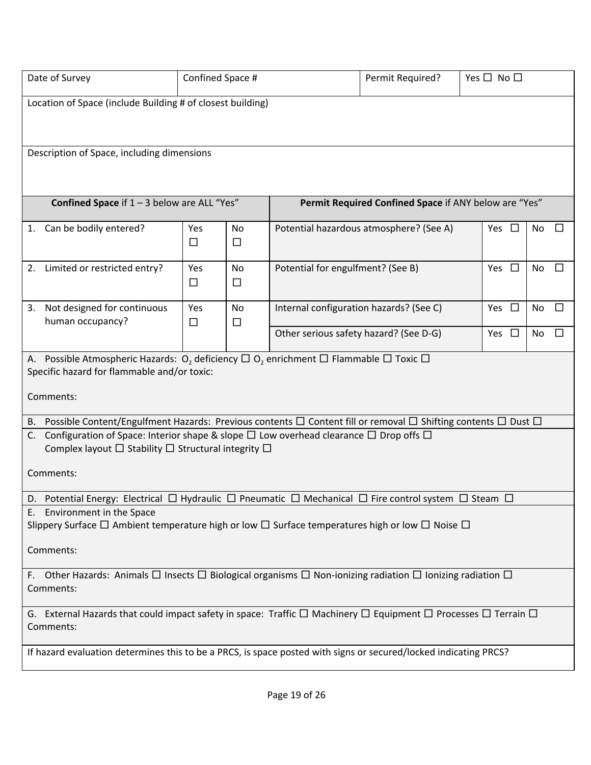| Date of Survey | Confined Space # | Permit Required? | Yes ☐ No ☐ |
|---|---|---|---|

Location of Space (include Building # of closest building)

Description of Space, including dimensions

| **Confined Space** if 1 – 3 below are ALL "Yes" | | | **Permit Required Confined Space** if ANY below are "Yes" | | |
|---|---|---|---|---|---|
| 1. Can be bodily entered? | Yes ☐ | No ☐ | Potential hazardous atmosphere? (See A) | Yes ☐ | No ☐ |
| 2. Limited or restricted entry? | Yes ☐ | No ☐ | Potential for engulfment? (See B) | Yes ☐ | No ☐ |
| 3. Not designed for continuous human occupancy? | Yes ☐ | No ☐ | Internal configuration hazards? (See C) | Yes ☐ | No ☐ |
| | | | Other serious safety hazard? (See D-G) | Yes ☐ | No ☐ |

A. Possible Atmospheric Hazards: $O_2$ deficiency ☐ $O_2$ enrichment ☐ Flammable ☐ Toxic ☐
Specific hazard for flammable and/or toxic:

Comments:

B. Possible Content/Engulfment Hazards: Previous contents ☐ Content fill or removal ☐ Shifting contents ☐ Dust ☐

C. Configuration of Space: Interior shape & slope ☐ Low overhead clearance ☐ Drop offs ☐
Complex layout ☐ Stability ☐ Structural integrity ☐

Comments:

D. Potential Energy: Electrical ☐ Hydraulic ☐ Pneumatic ☐ Mechanical ☐ Fire control system ☐ Steam ☐

E. Environment in the Space
Slippery Surface ☐ Ambient temperature high or low ☐ Surface temperatures high or low ☐ Noise ☐

Comments:

F. Other Hazards: Animals ☐ Insects ☐ Biological organisms ☐ Non-ionizing radiation ☐ Ionizing radiation ☐
Comments:

G. External Hazards that could impact safety in space: Traffic ☐ Machinery ☐ Equipment ☐ Processes ☐ Terrain ☐
Comments:

If hazard evaluation determines this to be a PRCS, is space posted with signs or secured/locked indicating PRCS?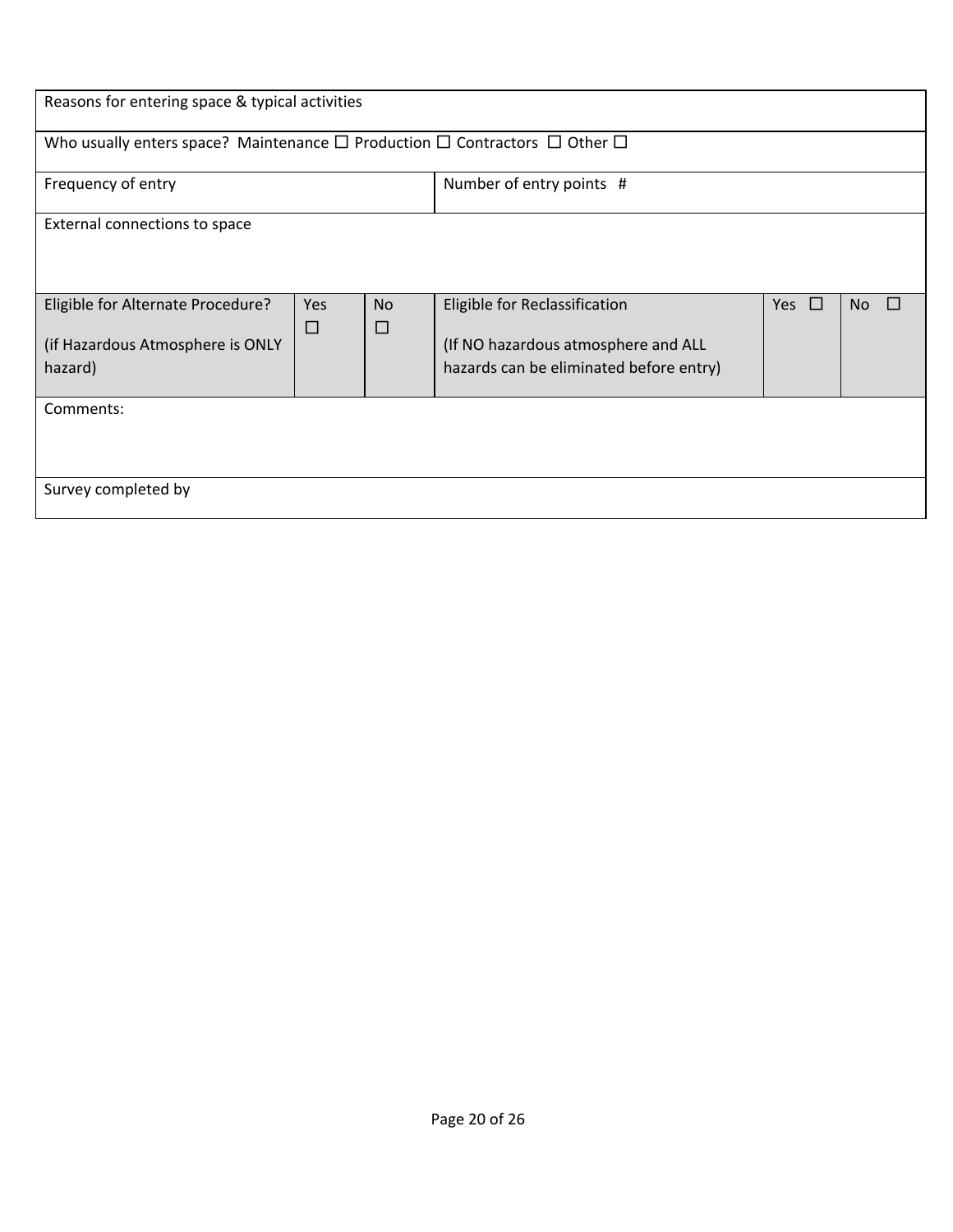| Reasons for entering space & typical activities | | | | | |
|---|---|---|---|---|---|
| Who usually enters space? Maintenance ☐ Production ☐ Contractors ☐ Other ☐ | | | | | |
| Frequency of entry | | | Number of entry points # | | |
| External connections to space | | | | | |
| Eligible for Alternate Procedure?<br><br>(if Hazardous Atmosphere is ONLY hazard) | Yes ☐ | No ☐ | Eligible for Reclassification<br><br>(If NO hazardous atmosphere and ALL hazards can be eliminated before entry) | Yes ☐ | No ☐ |
| Comments: | | | | | |
| Survey completed by | | | | | |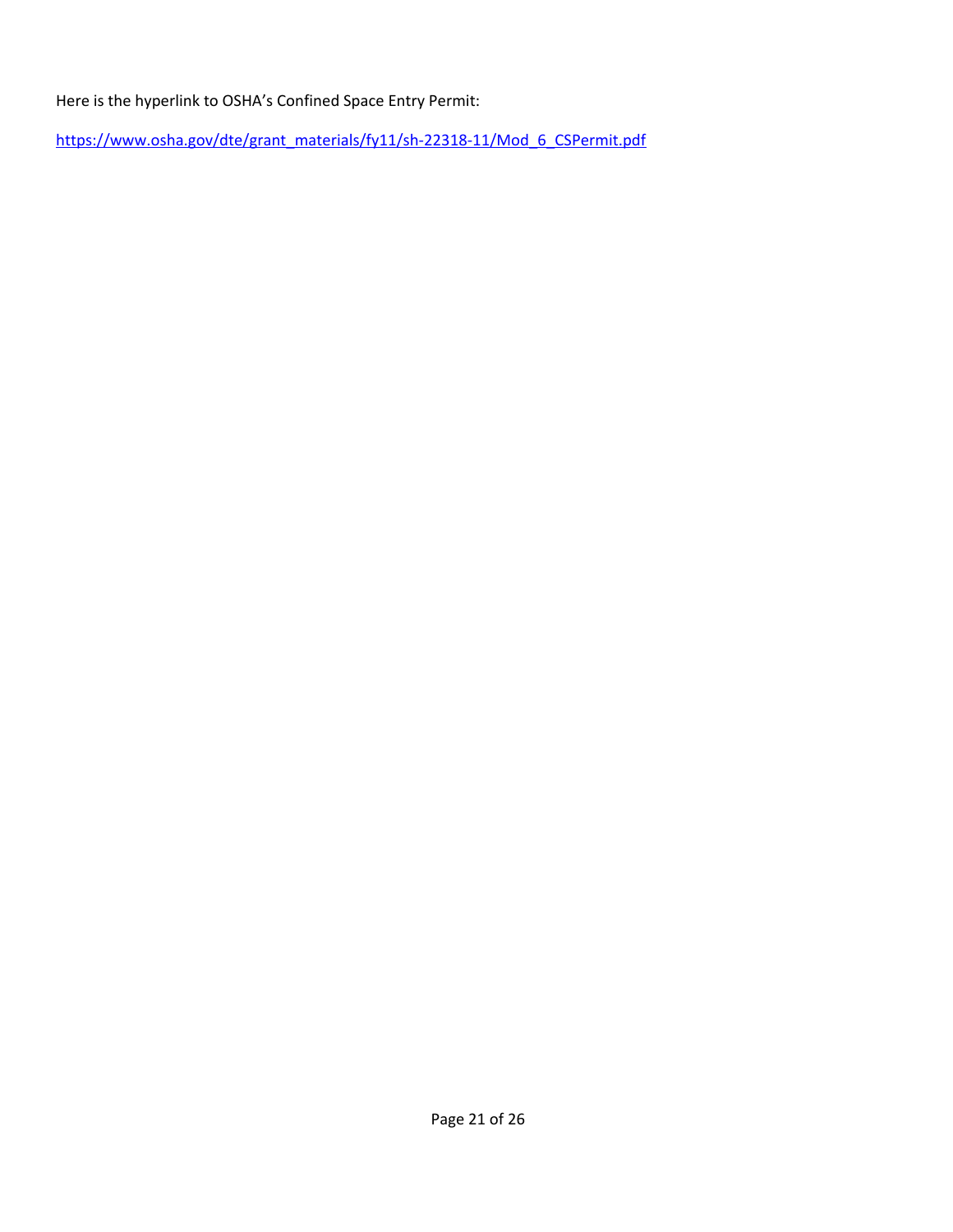Here is the hyperlink to OSHA's Confined Space Entry Permit:

https://www.osha.gov/dte/grant_materials/fy11/sh-22318-11/Mod_6_CSPermit.pdf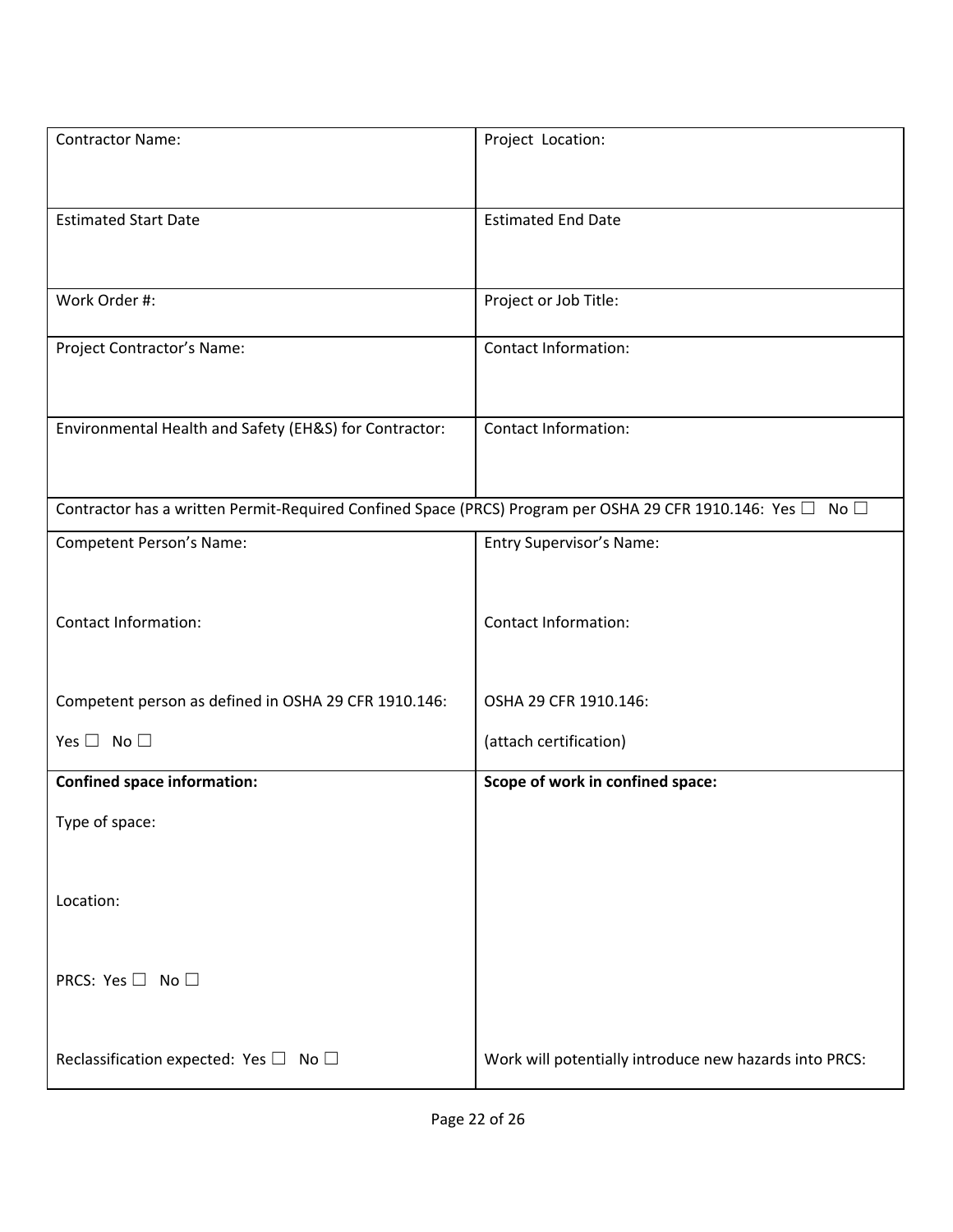| Contractor Name: | Project Location: |
|---|---|
| Estimated Start Date | Estimated End Date |
| Work Order #: | Project or Job Title: |
| Project Contractor's Name: | Contact Information: |
| Environmental Health and Safety (EH&S) for Contractor: | Contact Information: |
| Contractor has a written Permit-Required Confined Space (PRCS) Program per OSHA 29 CFR 1910.146: Yes ☐ No ☐ | |
| Competent Person's Name:<br><br>Contact Information:<br><br>Competent person as defined in OSHA 29 CFR 1910.146:<br><br>Yes ☐ No ☐ | Entry Supervisor's Name:<br><br>Contact Information:<br><br>OSHA 29 CFR 1910.146:<br><br>(attach certification) |
| **Confined space information:**<br><br>Type of space:<br><br>Location:<br><br>PRCS: Yes ☐ No ☐<br><br>Reclassification expected: Yes ☐ No ☐ | **Scope of work in confined space:**<br><br>Work will potentially introduce new hazards into PRCS: |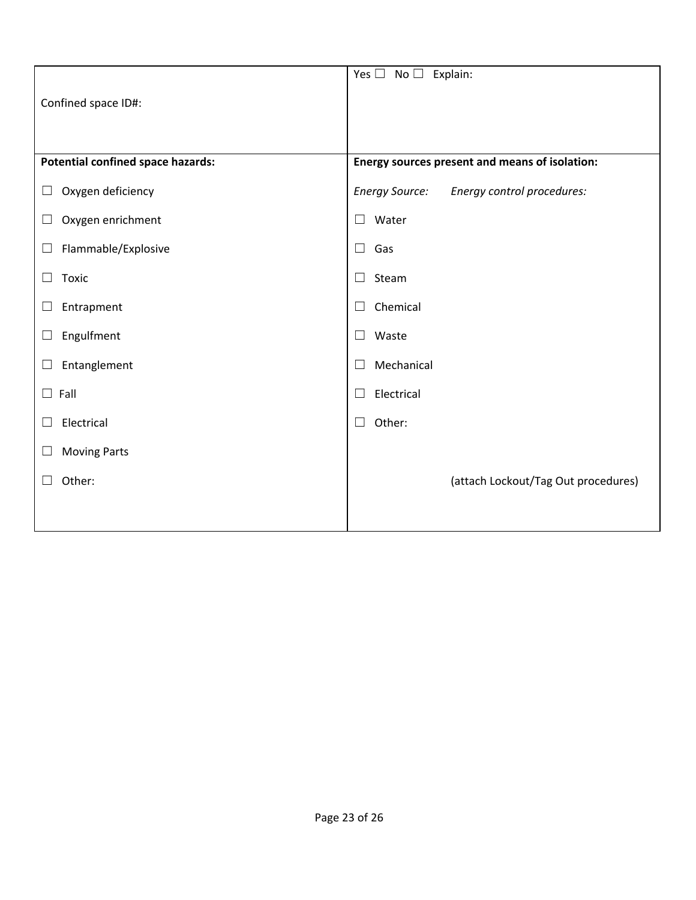| Confined space ID#: | Yes ☐ No ☐ Explain: |
|---|---|
| **Potential confined space hazards:**<br><br>☐ Oxygen deficiency<br>☐ Oxygen enrichment<br>☐ Flammable/Explosive<br>☐ Toxic<br>☐ Entrapment<br>☐ Engulfment<br>☐ Entanglement<br>☐ Fall<br>☐ Electrical<br>☐ Moving Parts<br>☐ Other: | **Energy sources present and means of isolation:**<br><br>*Energy Source:* *Energy control procedures:*<br>☐ Water<br>☐ Gas<br>☐ Steam<br>☐ Chemical<br>☐ Waste<br>☐ Mechanical<br>☐ Electrical<br>☐ Other:<br><br>(attach Lockout/Tag Out procedures) |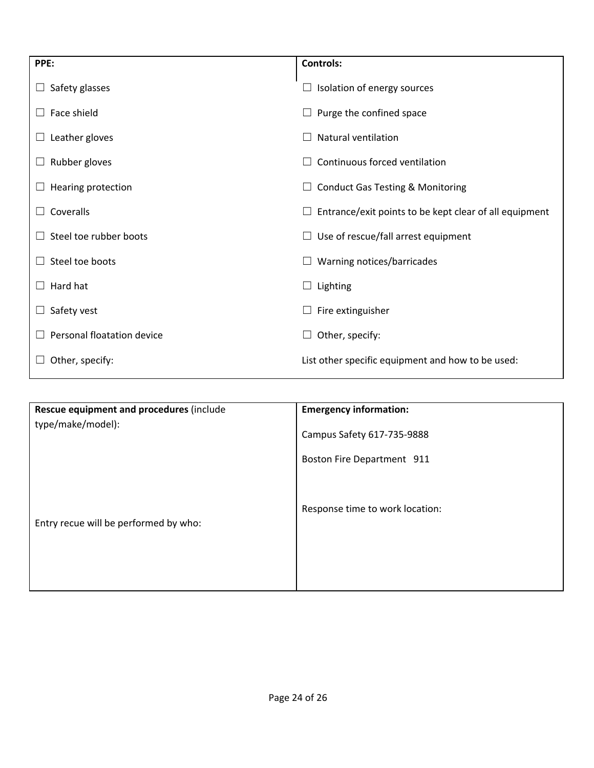| PPE: | Controls: |
| --- | --- |
| ☐ Safety glasses | ☐ Isolation of energy sources |
| ☐ Face shield | ☐ Purge the confined space |
| ☐ Leather gloves | ☐ Natural ventilation |
| ☐ Rubber gloves | ☐ Continuous forced ventilation |
| ☐ Hearing protection | ☐ Conduct Gas Testing & Monitoring |
| ☐ Coveralls | ☐ Entrance/exit points to be kept clear of all equipment |
| ☐ Steel toe rubber boots | ☐ Use of rescue/fall arrest equipment |
| ☐ Steel toe boots | ☐ Warning notices/barricades |
| ☐ Hard hat | ☐ Lighting |
| ☐ Safety vest | ☐ Fire extinguisher |
| ☐ Personal floatation device | ☐ Other, specify: |
| ☐ Other, specify: | List other specific equipment and how to be used: |

| **Rescue equipment and procedures** (include type/make/model): | **Emergency information:** |
| --- | --- |
| | Campus Safety 617-735-9888 |
| | Boston Fire Department 911 |
| Entry recue will be performed by who: | Response time to work location: |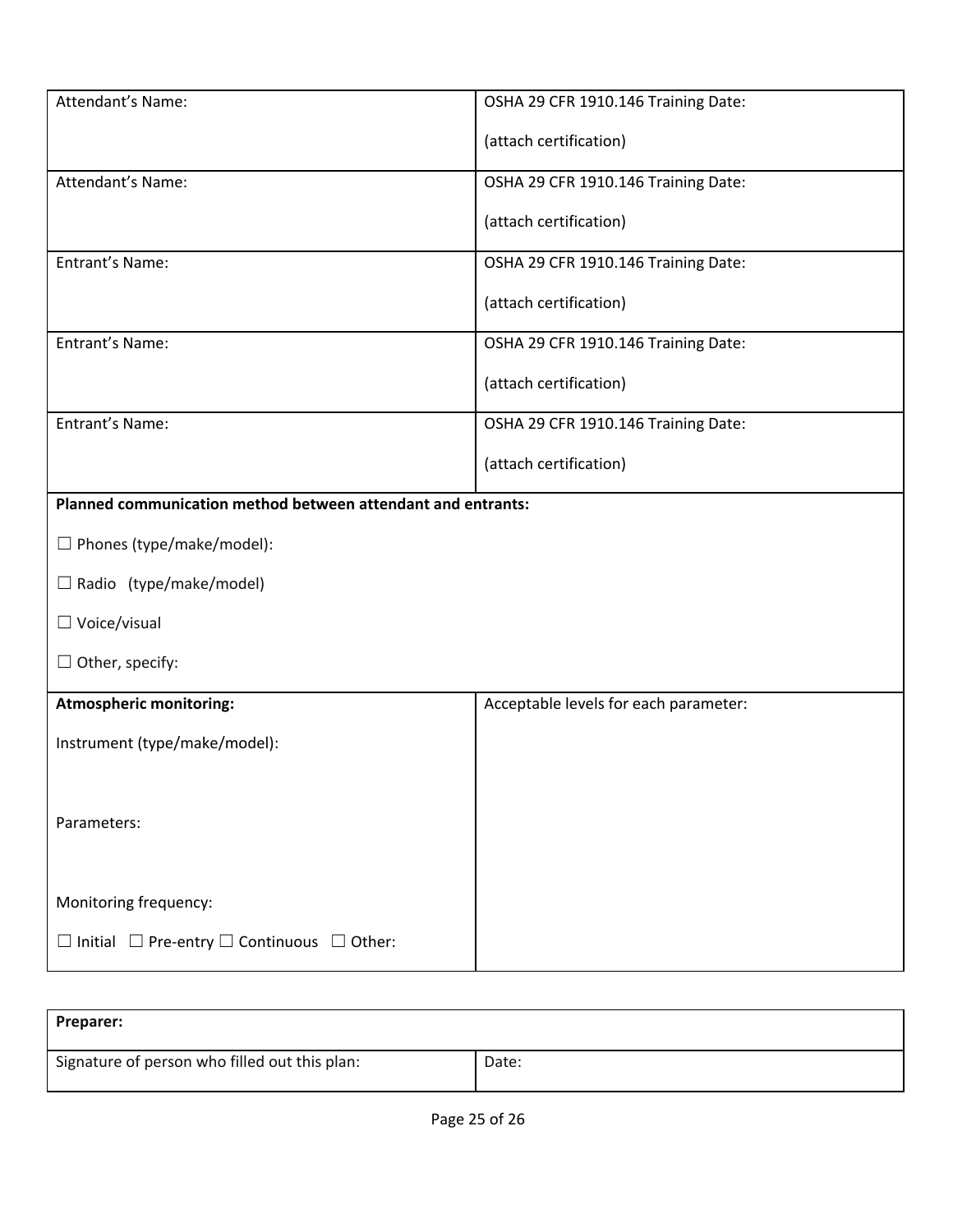| Attendant's Name: | OSHA 29 CFR 1910.146 Training Date:<br><br>(attach certification) |
|---|---|
| Attendant's Name: | OSHA 29 CFR 1910.146 Training Date:<br><br>(attach certification) |
| Entrant's Name: | OSHA 29 CFR 1910.146 Training Date:<br><br>(attach certification) |
| Entrant's Name: | OSHA 29 CFR 1910.146 Training Date:<br><br>(attach certification) |
| Entrant's Name: | OSHA 29 CFR 1910.146 Training Date:<br><br>(attach certification) |
| **Planned communication method between attendant and entrants:**<br><br>☐ Phones (type/make/model):<br><br>☐ Radio (type/make/model)<br><br>☐ Voice/visual<br><br>☐ Other, specify: | |
| **Atmospheric monitoring:**<br><br>Instrument (type/make/model):<br><br>Parameters:<br><br>Monitoring frequency:<br><br>☐ Initial ☐ Pre-entry ☐ Continuous ☐ Other: | Acceptable levels for each parameter: |

| **Preparer:** | |
|---|---|
| Signature of person who filled out this plan: | Date: |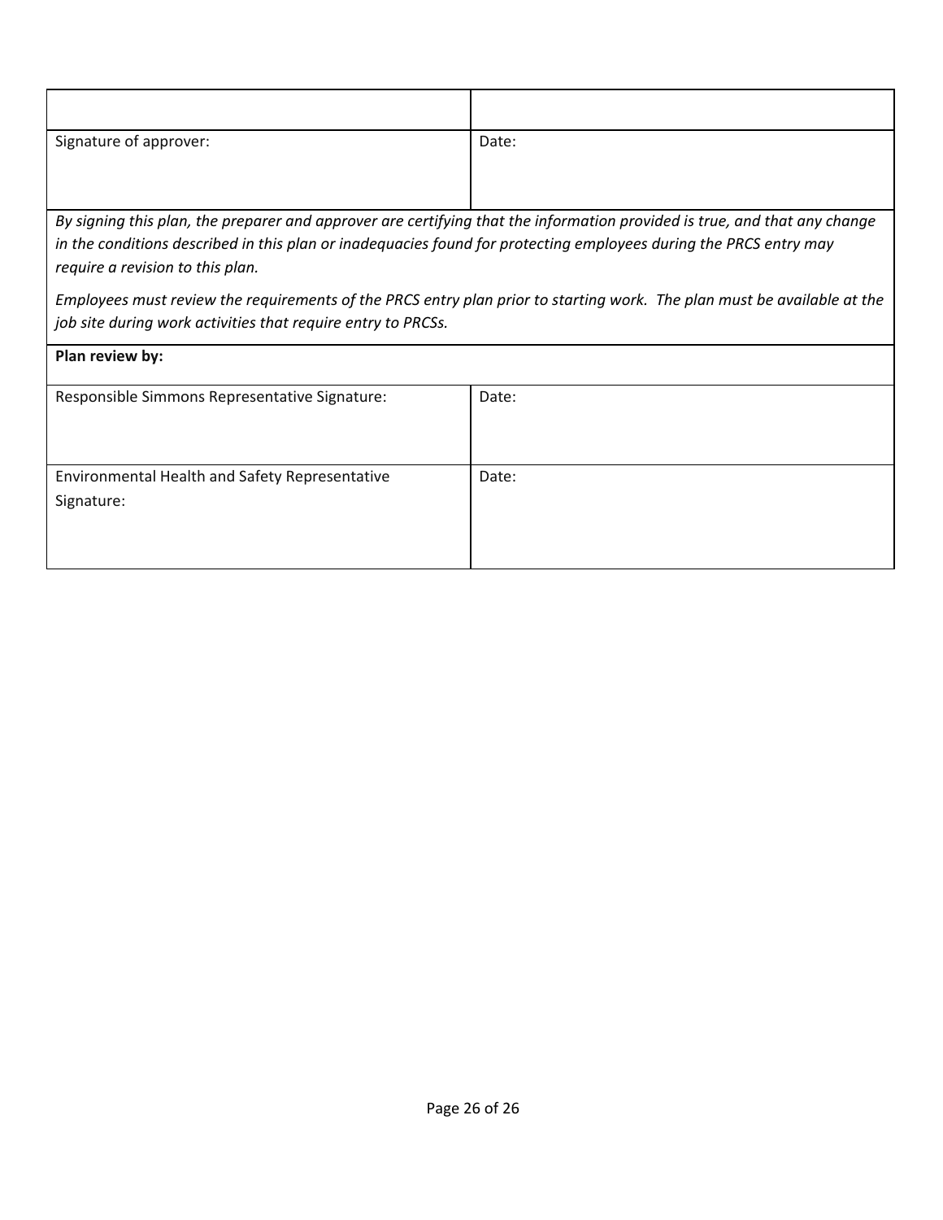| | |
|---|---|
| | |
| Signature of approver: | Date: |

*By signing this plan, the preparer and approver are certifying that the information provided is true, and that any change in the conditions described in this plan or inadequacies found for protecting employees during the PRCS entry may require a revision to this plan.*

*Employees must review the requirements of the PRCS entry plan prior to starting work. The plan must be available at the job site during work activities that require entry to PRCSs.*

**Plan review by:**

| | |
|---|---|
| Responsible Simmons Representative Signature: | Date: |
| Environmental Health and Safety Representative Signature: | Date: |